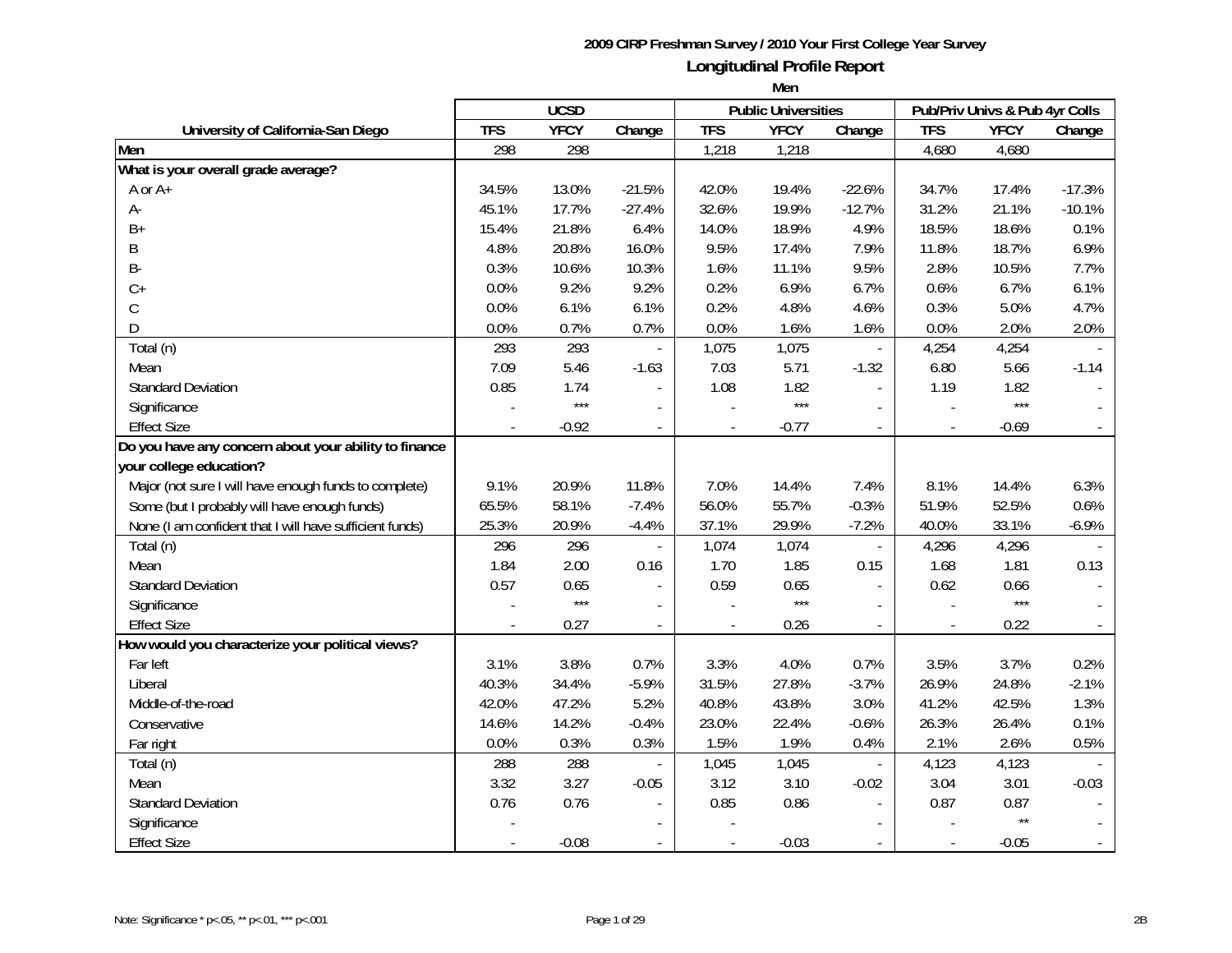**2009 CIRP Freshman Survey / 2010 Your First College Year Survey**

**Longitudinal Profile Report**

**Men**

| University of California-San Diego | UCSD | | | Public Universities | | | Pub/Priv Univs & Pub 4yr Colls | | |
|---|---|---|---|---|---|---|---|---|---|
| | TFS | YFCY | Change | TFS | YFCY | Change | TFS | YFCY | Change |
| **Men** | 298 | 298 | | 1,218 | 1,218 | | 4,680 | 4,680 | |
| **What is your overall grade average?** | | | | | | | | | |
| A or A+ | 34.5% | 13.0% | -21.5% | 42.0% | 19.4% | -22.6% | 34.7% | 17.4% | -17.3% |
| A- | 45.1% | 17.7% | -27.4% | 32.6% | 19.9% | -12.7% | 31.2% | 21.1% | -10.1% |
| B+ | 15.4% | 21.8% | 6.4% | 14.0% | 18.9% | 4.9% | 18.5% | 18.6% | 0.1% |
| B | 4.8% | 20.8% | 16.0% | 9.5% | 17.4% | 7.9% | 11.8% | 18.7% | 6.9% |
| B- | 0.3% | 10.6% | 10.3% | 1.6% | 11.1% | 9.5% | 2.8% | 10.5% | 7.7% |
| C+ | 0.0% | 9.2% | 9.2% | 0.2% | 6.9% | 6.7% | 0.6% | 6.7% | 6.1% |
| C | 0.0% | 6.1% | 6.1% | 0.2% | 4.8% | 4.6% | 0.3% | 5.0% | 4.7% |
| D | 0.0% | 0.7% | 0.7% | 0.0% | 1.6% | 1.6% | 0.0% | 2.0% | 2.0% |
| Total (n) | 293 | 293 | - | 1,075 | 1,075 | - | 4,254 | 4,254 | - |
| Mean | 7.09 | 5.46 | -1.63 | 7.03 | 5.71 | -1.32 | 6.80 | 5.66 | -1.14 |
| Standard Deviation | 0.85 | 1.74 | - | 1.08 | 1.82 | - | 1.19 | 1.82 | - |
| Significance | - | *** | - | - | *** | - | - | *** | - |
| Effect Size | - | -0.92 | - | - | -0.77 | - | - | -0.69 | - |
| **Do you have any concern about your ability to finance your college education?** | | | | | | | | | |
| Major (not sure I will have enough funds to complete) | 9.1% | 20.9% | 11.8% | 7.0% | 14.4% | 7.4% | 8.1% | 14.4% | 6.3% |
| Some (but I probably will have enough funds) | 65.5% | 58.1% | -7.4% | 56.0% | 55.7% | -0.3% | 51.9% | 52.5% | 0.6% |
| None (I am confident that I will have sufficient funds) | 25.3% | 20.9% | -4.4% | 37.1% | 29.9% | -7.2% | 40.0% | 33.1% | -6.9% |
| Total (n) | 296 | 296 | - | 1,074 | 1,074 | - | 4,296 | 4,296 | - |
| Mean | 1.84 | 2.00 | 0.16 | 1.70 | 1.85 | 0.15 | 1.68 | 1.81 | 0.13 |
| Standard Deviation | 0.57 | 0.65 | - | 0.59 | 0.65 | - | 0.62 | 0.66 | - |
| Significance | - | *** | - | - | *** | - | - | *** | - |
| Effect Size | - | 0.27 | - | - | 0.26 | - | - | 0.22 | - |
| **How would you characterize your political views?** | | | | | | | | | |
| Far left | 3.1% | 3.8% | 0.7% | 3.3% | 4.0% | 0.7% | 3.5% | 3.7% | 0.2% |
| Liberal | 40.3% | 34.4% | -5.9% | 31.5% | 27.8% | -3.7% | 26.9% | 24.8% | -2.1% |
| Middle-of-the-road | 42.0% | 47.2% | 5.2% | 40.8% | 43.8% | 3.0% | 41.2% | 42.5% | 1.3% |
| Conservative | 14.6% | 14.2% | -0.4% | 23.0% | 22.4% | -0.6% | 26.3% | 26.4% | 0.1% |
| Far right | 0.0% | 0.3% | 0.3% | 1.5% | 1.9% | 0.4% | 2.1% | 2.6% | 0.5% |
| Total (n) | 288 | 288 | - | 1,045 | 1,045 | - | 4,123 | 4,123 | - |
| Mean | 3.32 | 3.27 | -0.05 | 3.12 | 3.10 | -0.02 | 3.04 | 3.01 | -0.03 |
| Standard Deviation | 0.76 | 0.76 | - | 0.85 | 0.86 | - | 0.87 | 0.87 | - |
| Significance | - | | - | - | | - | - | ** | - |
| Effect Size | - | -0.08 | - | - | -0.03 | - | - | -0.05 | - |

Note: Significance * p<.05, ** p<.01, *** p<.001

2B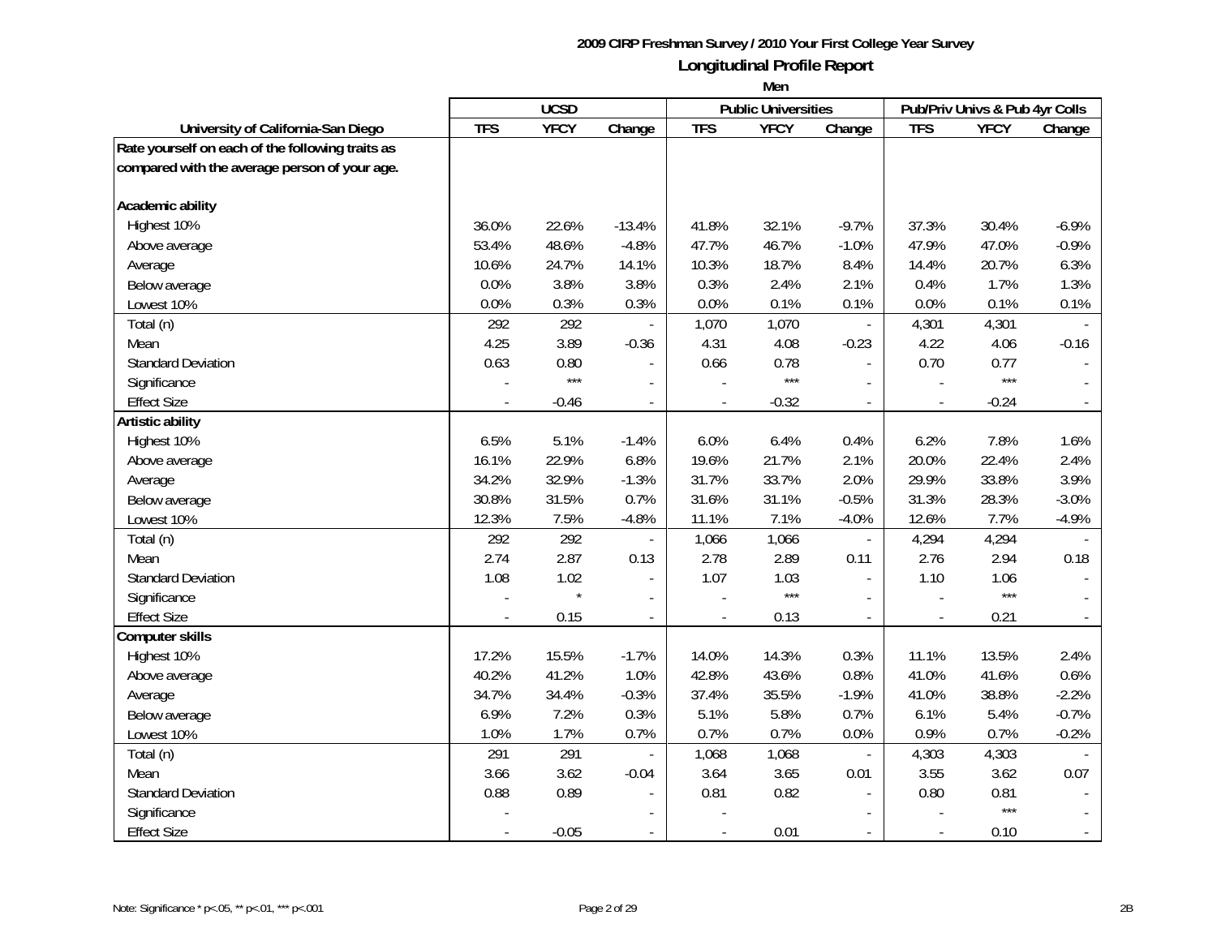## 2009 CIRP Freshman Survey / 2010 Your First College Year Survey

## Longitudinal Profile Report

### Men

| University of California-San Diego | UCSD | | | Public Universities | | | Pub/Priv Univs & Pub 4yr Colls | | |
|---|---|---|---|---|---|---|---|---|---|
| | TFS | YFCY | Change | TFS | YFCY | Change | TFS | YFCY | Change |
| **Rate yourself on each of the following traits as compared with the average person of your age.** | | | | | | | | | |
| **Academic ability** | | | | | | | | | |
| Highest 10% | 36.0% | 22.6% | -13.4% | 41.8% | 32.1% | -9.7% | 37.3% | 30.4% | -6.9% |
| Above average | 53.4% | 48.6% | -4.8% | 47.7% | 46.7% | -1.0% | 47.9% | 47.0% | -0.9% |
| Average | 10.6% | 24.7% | 14.1% | 10.3% | 18.7% | 8.4% | 14.4% | 20.7% | 6.3% |
| Below average | 0.0% | 3.8% | 3.8% | 0.3% | 2.4% | 2.1% | 0.4% | 1.7% | 1.3% |
| Lowest 10% | 0.0% | 0.3% | 0.3% | 0.0% | 0.1% | 0.1% | 0.0% | 0.1% | 0.1% |
| Total (n) | 292 | 292 | - | 1,070 | 1,070 | - | 4,301 | 4,301 | - |
| Mean | 4.25 | 3.89 | -0.36 | 4.31 | 4.08 | -0.23 | 4.22 | 4.06 | -0.16 |
| Standard Deviation | 0.63 | 0.80 | - | 0.66 | 0.78 | - | 0.70 | 0.77 | - |
| Significance | - | *** | - | - | *** | - | - | *** | - |
| Effect Size | - | -0.46 | - | - | -0.32 | - | - | -0.24 | - |
| **Artistic ability** | | | | | | | | | |
| Highest 10% | 6.5% | 5.1% | -1.4% | 6.0% | 6.4% | 0.4% | 6.2% | 7.8% | 1.6% |
| Above average | 16.1% | 22.9% | 6.8% | 19.6% | 21.7% | 2.1% | 20.0% | 22.4% | 2.4% |
| Average | 34.2% | 32.9% | -1.3% | 31.7% | 33.7% | 2.0% | 29.9% | 33.8% | 3.9% |
| Below average | 30.8% | 31.5% | 0.7% | 31.6% | 31.1% | -0.5% | 31.3% | 28.3% | -3.0% |
| Lowest 10% | 12.3% | 7.5% | -4.8% | 11.1% | 7.1% | -4.0% | 12.6% | 7.7% | -4.9% |
| Total (n) | 292 | 292 | - | 1,066 | 1,066 | - | 4,294 | 4,294 | - |
| Mean | 2.74 | 2.87 | 0.13 | 2.78 | 2.89 | 0.11 | 2.76 | 2.94 | 0.18 |
| Standard Deviation | 1.08 | 1.02 | - | 1.07 | 1.03 | - | 1.10 | 1.06 | - |
| Significance | - | * | - | - | *** | - | - | *** | - |
| Effect Size | - | 0.15 | - | - | 0.13 | - | - | 0.21 | - |
| **Computer skills** | | | | | | | | | |
| Highest 10% | 17.2% | 15.5% | -1.7% | 14.0% | 14.3% | 0.3% | 11.1% | 13.5% | 2.4% |
| Above average | 40.2% | 41.2% | 1.0% | 42.8% | 43.6% | 0.8% | 41.0% | 41.6% | 0.6% |
| Average | 34.7% | 34.4% | -0.3% | 37.4% | 35.5% | -1.9% | 41.0% | 38.8% | -2.2% |
| Below average | 6.9% | 7.2% | 0.3% | 5.1% | 5.8% | 0.7% | 6.1% | 5.4% | -0.7% |
| Lowest 10% | 1.0% | 1.7% | 0.7% | 0.7% | 0.7% | 0.0% | 0.9% | 0.7% | -0.2% |
| Total (n) | 291 | 291 | - | 1,068 | 1,068 | - | 4,303 | 4,303 | - |
| Mean | 3.66 | 3.62 | -0.04 | 3.64 | 3.65 | 0.01 | 3.55 | 3.62 | 0.07 |
| Standard Deviation | 0.88 | 0.89 | - | 0.81 | 0.82 | - | 0.80 | 0.81 | - |
| Significance | - | | - | - | | - | - | *** | - |
| Effect Size | - | -0.05 | - | - | 0.01 | - | - | 0.10 | - |

Note: Significance * p<.05, ** p<.01, *** p<.001

2B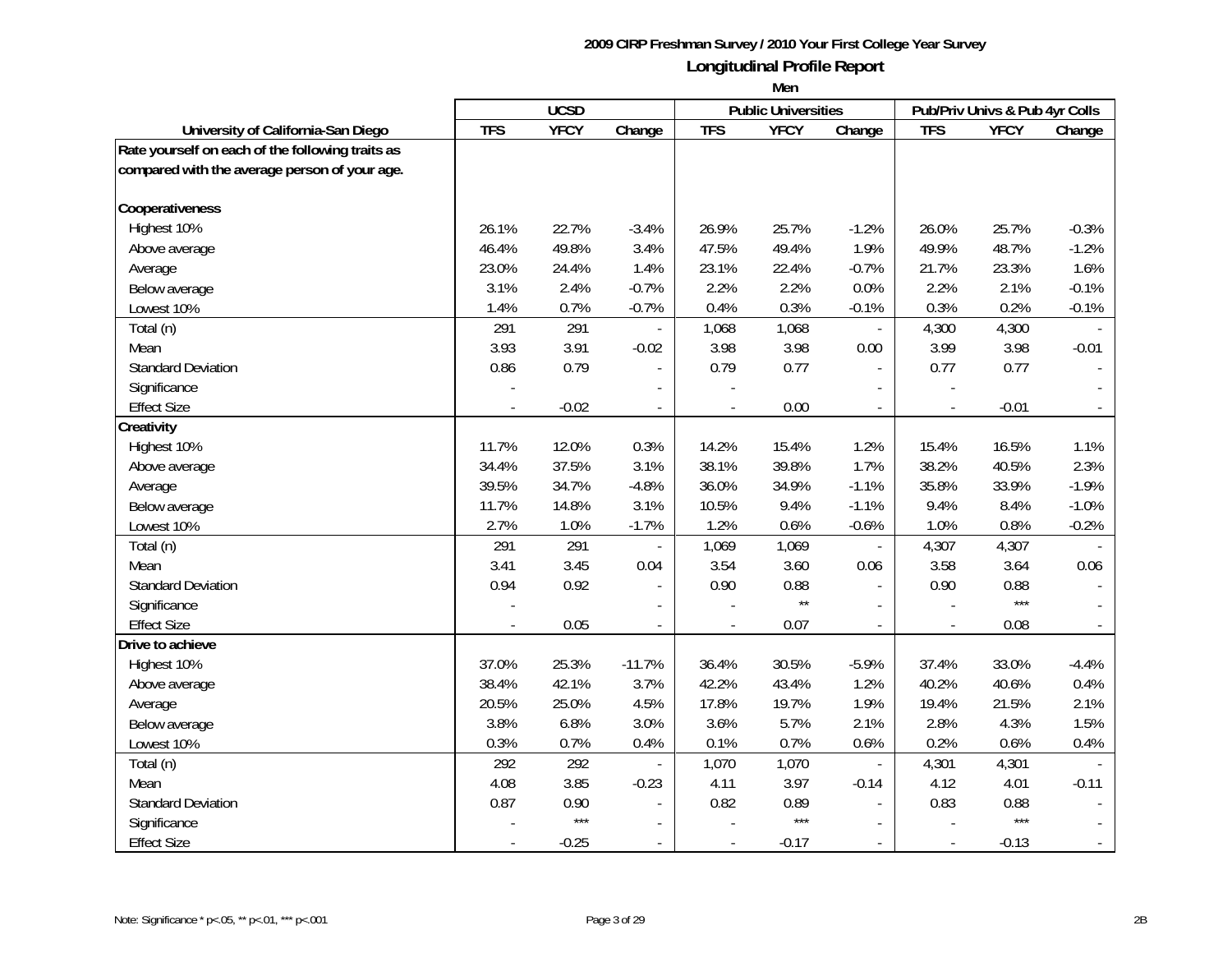**2009 CIRP Freshman Survey / 2010 Your First College Year Survey**

## Longitudinal Profile Report

### Men

| | UCSD | | | Public Universities | | | Pub/Priv Univs & Pub 4yr Colls | | |
|---|---|---|---|---|---|---|---|---|---|
| **University of California-San Diego** | **TFS** | **YFCY** | **Change** | **TFS** | **YFCY** | **Change** | **TFS** | **YFCY** | **Change** |
| **Rate yourself on each of the following traits as compared with the average person of your age.** | | | | | | | | | |
| **Cooperativeness** | | | | | | | | | |
| Highest 10% | 26.1% | 22.7% | -3.4% | 26.9% | 25.7% | -1.2% | 26.0% | 25.7% | -0.3% |
| Above average | 46.4% | 49.8% | 3.4% | 47.5% | 49.4% | 1.9% | 49.9% | 48.7% | -1.2% |
| Average | 23.0% | 24.4% | 1.4% | 23.1% | 22.4% | -0.7% | 21.7% | 23.3% | 1.6% |
| Below average | 3.1% | 2.4% | -0.7% | 2.2% | 2.2% | 0.0% | 2.2% | 2.1% | -0.1% |
| Lowest 10% | 1.4% | 0.7% | -0.7% | 0.4% | 0.3% | -0.1% | 0.3% | 0.2% | -0.1% |
| Total (n) | 291 | 291 | - | 1,068 | 1,068 | - | 4,300 | 4,300 | - |
| Mean | 3.93 | 3.91 | -0.02 | 3.98 | 3.98 | 0.00 | 3.99 | 3.98 | -0.01 |
| Standard Deviation | 0.86 | 0.79 | - | 0.79 | 0.77 | - | 0.77 | 0.77 | - |
| Significance | - | | - | - | | - | - | | - |
| Effect Size | - | -0.02 | - | - | 0.00 | - | - | -0.01 | - |
| **Creativity** | | | | | | | | | |
| Highest 10% | 11.7% | 12.0% | 0.3% | 14.2% | 15.4% | 1.2% | 15.4% | 16.5% | 1.1% |
| Above average | 34.4% | 37.5% | 3.1% | 38.1% | 39.8% | 1.7% | 38.2% | 40.5% | 2.3% |
| Average | 39.5% | 34.7% | -4.8% | 36.0% | 34.9% | -1.1% | 35.8% | 33.9% | -1.9% |
| Below average | 11.7% | 14.8% | 3.1% | 10.5% | 9.4% | -1.1% | 9.4% | 8.4% | -1.0% |
| Lowest 10% | 2.7% | 1.0% | -1.7% | 1.2% | 0.6% | -0.6% | 1.0% | 0.8% | -0.2% |
| Total (n) | 291 | 291 | - | 1,069 | 1,069 | - | 4,307 | 4,307 | - |
| Mean | 3.41 | 3.45 | 0.04 | 3.54 | 3.60 | 0.06 | 3.58 | 3.64 | 0.06 |
| Standard Deviation | 0.94 | 0.92 | - | 0.90 | 0.88 | - | 0.90 | 0.88 | - |
| Significance | - | | - | - | ** | - | - | *** | - |
| Effect Size | - | 0.05 | - | - | 0.07 | - | - | 0.08 | - |
| **Drive to achieve** | | | | | | | | | |
| Highest 10% | 37.0% | 25.3% | -11.7% | 36.4% | 30.5% | -5.9% | 37.4% | 33.0% | -4.4% |
| Above average | 38.4% | 42.1% | 3.7% | 42.2% | 43.4% | 1.2% | 40.2% | 40.6% | 0.4% |
| Average | 20.5% | 25.0% | 4.5% | 17.8% | 19.7% | 1.9% | 19.4% | 21.5% | 2.1% |
| Below average | 3.8% | 6.8% | 3.0% | 3.6% | 5.7% | 2.1% | 2.8% | 4.3% | 1.5% |
| Lowest 10% | 0.3% | 0.7% | 0.4% | 0.1% | 0.7% | 0.6% | 0.2% | 0.6% | 0.4% |
| Total (n) | 292 | 292 | - | 1,070 | 1,070 | - | 4,301 | 4,301 | - |
| Mean | 4.08 | 3.85 | -0.23 | 4.11 | 3.97 | -0.14 | 4.12 | 4.01 | -0.11 |
| Standard Deviation | 0.87 | 0.90 | - | 0.82 | 0.89 | - | 0.83 | 0.88 | - |
| Significance | - | *** | - | - | *** | - | - | *** | - |
| Effect Size | - | -0.25 | - | - | -0.17 | - | - | -0.13 | - |

Note: Significance * p<.05, ** p<.01, *** p<.001

2B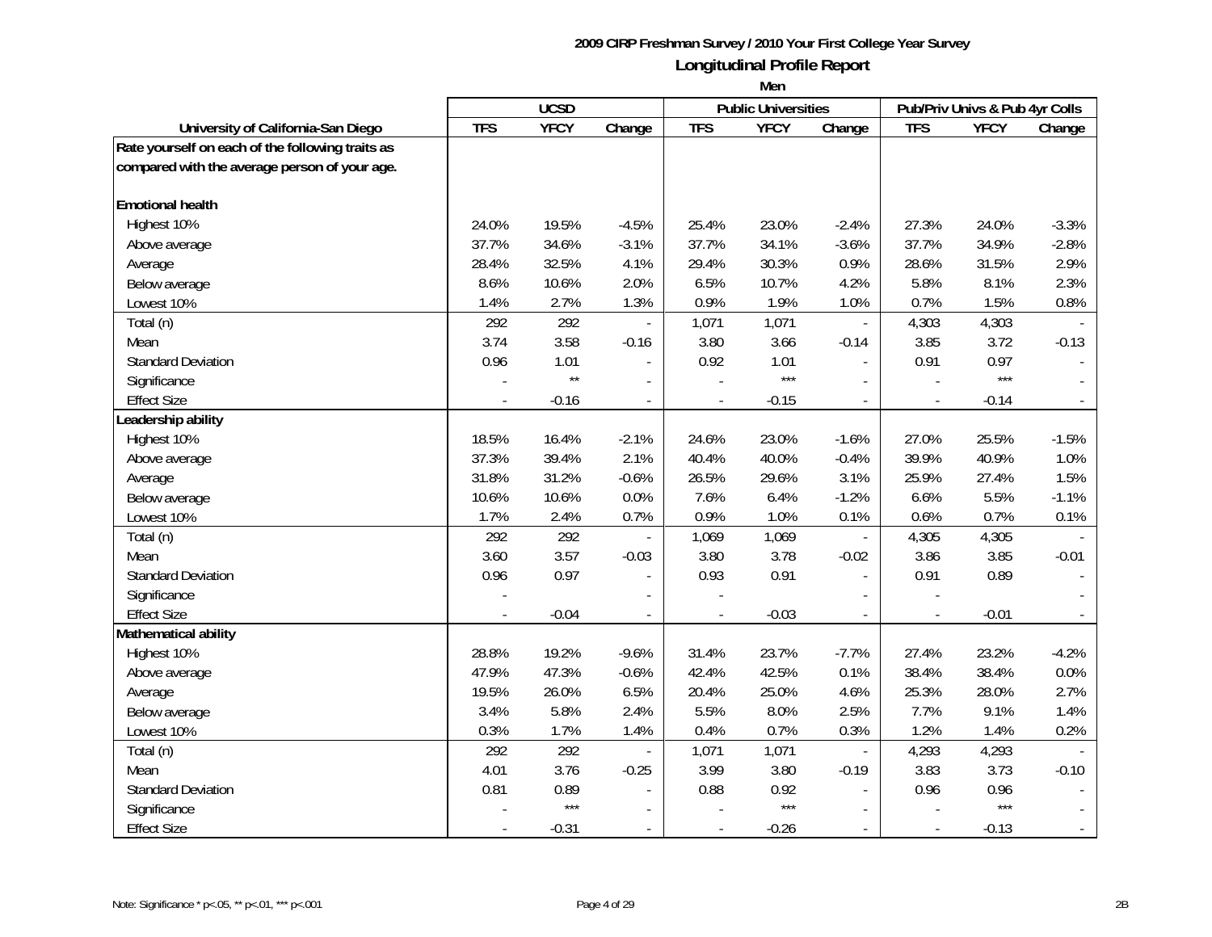**2009 CIRP Freshman Survey / 2010 Your First College Year Survey**

## Longitudinal Profile Report

**Men**

| University of California-San Diego | UCSD | | | Public Universities | | | Pub/Priv Univs & Pub 4yr Colls | | |
|---|---|---|---|---|---|---|---|---|---|
| | TFS | YFCY | Change | TFS | YFCY | Change | TFS | YFCY | Change |
| **Rate yourself on each of the following traits as compared with the average person of your age.** | | | | | | | | | |
| **Emotional health** | | | | | | | | | |
| Highest 10% | 24.0% | 19.5% | -4.5% | 25.4% | 23.0% | -2.4% | 27.3% | 24.0% | -3.3% |
| Above average | 37.7% | 34.6% | -3.1% | 37.7% | 34.1% | -3.6% | 37.7% | 34.9% | -2.8% |
| Average | 28.4% | 32.5% | 4.1% | 29.4% | 30.3% | 0.9% | 28.6% | 31.5% | 2.9% |
| Below average | 8.6% | 10.6% | 2.0% | 6.5% | 10.7% | 4.2% | 5.8% | 8.1% | 2.3% |
| Lowest 10% | 1.4% | 2.7% | 1.3% | 0.9% | 1.9% | 1.0% | 0.7% | 1.5% | 0.8% |
| Total (n) | 292 | 292 | - | 1,071 | 1,071 | - | 4,303 | 4,303 | - |
| Mean | 3.74 | 3.58 | -0.16 | 3.80 | 3.66 | -0.14 | 3.85 | 3.72 | -0.13 |
| Standard Deviation | 0.96 | 1.01 | - | 0.92 | 1.01 | - | 0.91 | 0.97 | - |
| Significance | - | ** | - | - | *** | - | - | *** | - |
| Effect Size | - | -0.16 | - | - | -0.15 | - | - | -0.14 | - |
| **Leadership ability** | | | | | | | | | |
| Highest 10% | 18.5% | 16.4% | -2.1% | 24.6% | 23.0% | -1.6% | 27.0% | 25.5% | -1.5% |
| Above average | 37.3% | 39.4% | 2.1% | 40.4% | 40.0% | -0.4% | 39.9% | 40.9% | 1.0% |
| Average | 31.8% | 31.2% | -0.6% | 26.5% | 29.6% | 3.1% | 25.9% | 27.4% | 1.5% |
| Below average | 10.6% | 10.6% | 0.0% | 7.6% | 6.4% | -1.2% | 6.6% | 5.5% | -1.1% |
| Lowest 10% | 1.7% | 2.4% | 0.7% | 0.9% | 1.0% | 0.1% | 0.6% | 0.7% | 0.1% |
| Total (n) | 292 | 292 | - | 1,069 | 1,069 | - | 4,305 | 4,305 | - |
| Mean | 3.60 | 3.57 | -0.03 | 3.80 | 3.78 | -0.02 | 3.86 | 3.85 | -0.01 |
| Standard Deviation | 0.96 | 0.97 | - | 0.93 | 0.91 | - | 0.91 | 0.89 | - |
| Significance | - | | - | - | | - | - | | - |
| Effect Size | - | -0.04 | - | - | -0.03 | - | - | -0.01 | - |
| **Mathematical ability** | | | | | | | | | |
| Highest 10% | 28.8% | 19.2% | -9.6% | 31.4% | 23.7% | -7.7% | 27.4% | 23.2% | -4.2% |
| Above average | 47.9% | 47.3% | -0.6% | 42.4% | 42.5% | 0.1% | 38.4% | 38.4% | 0.0% |
| Average | 19.5% | 26.0% | 6.5% | 20.4% | 25.0% | 4.6% | 25.3% | 28.0% | 2.7% |
| Below average | 3.4% | 5.8% | 2.4% | 5.5% | 8.0% | 2.5% | 7.7% | 9.1% | 1.4% |
| Lowest 10% | 0.3% | 1.7% | 1.4% | 0.4% | 0.7% | 0.3% | 1.2% | 1.4% | 0.2% |
| Total (n) | 292 | 292 | - | 1,071 | 1,071 | - | 4,293 | 4,293 | - |
| Mean | 4.01 | 3.76 | -0.25 | 3.99 | 3.80 | -0.19 | 3.83 | 3.73 | -0.10 |
| Standard Deviation | 0.81 | 0.89 | - | 0.88 | 0.92 | - | 0.96 | 0.96 | - |
| Significance | - | *** | - | - | *** | - | - | *** | - |
| Effect Size | - | -0.31 | - | - | -0.26 | - | - | -0.13 | - |

Note: Significance * p<.05, ** p<.01, *** p<.001

2B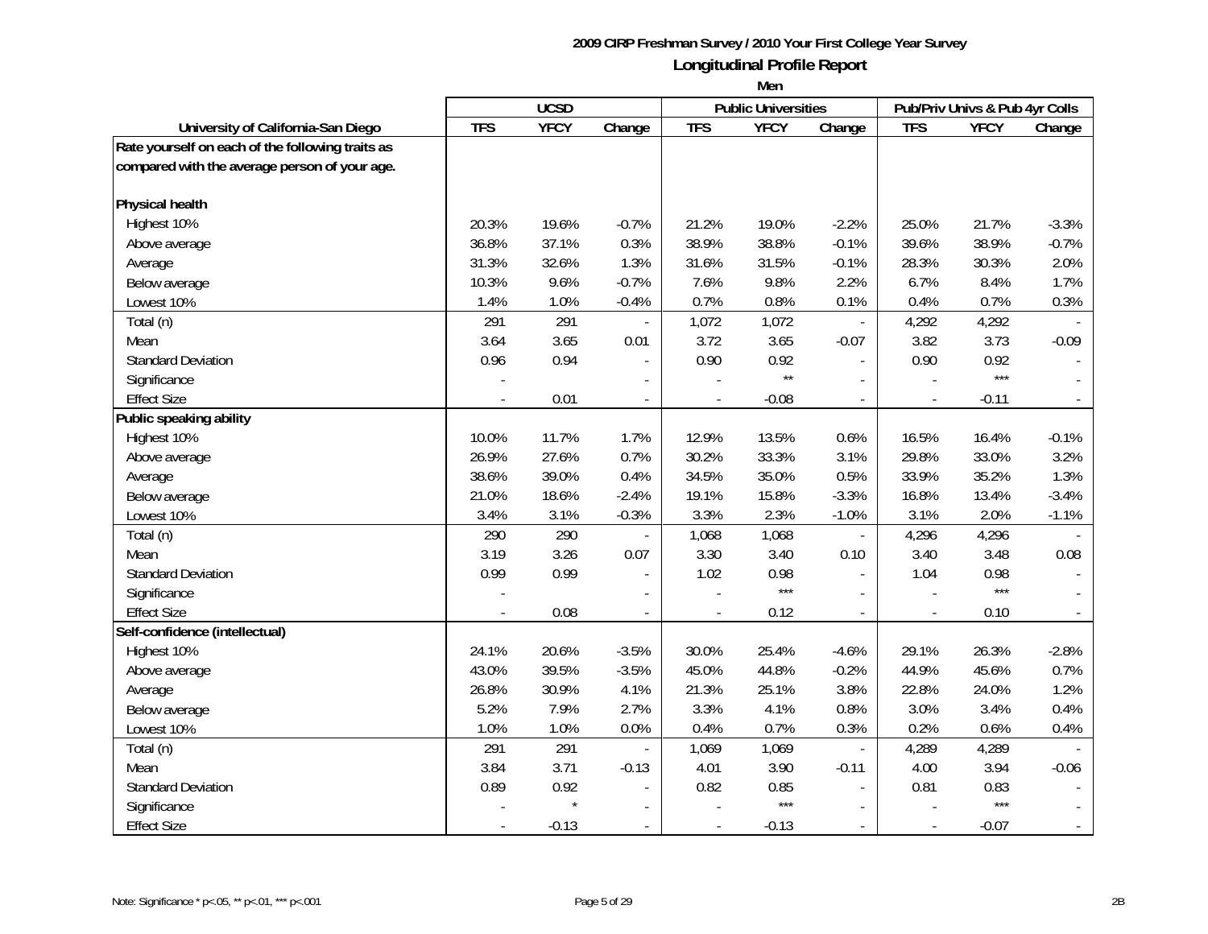# 2009 CIRP Freshman Survey / 2010 Your First College Year Survey

## Longitudinal Profile Report

### Men

| University of California-San Diego | UCSD | | | Public Universities | | | Pub/Priv Univs & Pub 4yr Colls | | |
|---|---|---|---|---|---|---|---|---|---|
| | TFS | YFCY | Change | TFS | YFCY | Change | TFS | YFCY | Change |
| **Rate yourself on each of the following traits as compared with the average person of your age.** | | | | | | | | | |
| **Physical health** | | | | | | | | | |
| Highest 10% | 20.3% | 19.6% | -0.7% | 21.2% | 19.0% | -2.2% | 25.0% | 21.7% | -3.3% |
| Above average | 36.8% | 37.1% | 0.3% | 38.9% | 38.8% | -0.1% | 39.6% | 38.9% | -0.7% |
| Average | 31.3% | 32.6% | 1.3% | 31.6% | 31.5% | -0.1% | 28.3% | 30.3% | 2.0% |
| Below average | 10.3% | 9.6% | -0.7% | 7.6% | 9.8% | 2.2% | 6.7% | 8.4% | 1.7% |
| Lowest 10% | 1.4% | 1.0% | -0.4% | 0.7% | 0.8% | 0.1% | 0.4% | 0.7% | 0.3% |
| Total (n) | 291 | 291 | - | 1,072 | 1,072 | - | 4,292 | 4,292 | - |
| Mean | 3.64 | 3.65 | 0.01 | 3.72 | 3.65 | -0.07 | 3.82 | 3.73 | -0.09 |
| Standard Deviation | 0.96 | 0.94 | - | 0.90 | 0.92 | - | 0.90 | 0.92 | - |
| Significance | - | | - | - | ** | - | - | *** | - |
| Effect Size | - | 0.01 | - | - | -0.08 | - | - | -0.11 | - |
| **Public speaking ability** | | | | | | | | | |
| Highest 10% | 10.0% | 11.7% | 1.7% | 12.9% | 13.5% | 0.6% | 16.5% | 16.4% | -0.1% |
| Above average | 26.9% | 27.6% | 0.7% | 30.2% | 33.3% | 3.1% | 29.8% | 33.0% | 3.2% |
| Average | 38.6% | 39.0% | 0.4% | 34.5% | 35.0% | 0.5% | 33.9% | 35.2% | 1.3% |
| Below average | 21.0% | 18.6% | -2.4% | 19.1% | 15.8% | -3.3% | 16.8% | 13.4% | -3.4% |
| Lowest 10% | 3.4% | 3.1% | -0.3% | 3.3% | 2.3% | -1.0% | 3.1% | 2.0% | -1.1% |
| Total (n) | 290 | 290 | - | 1,068 | 1,068 | - | 4,296 | 4,296 | - |
| Mean | 3.19 | 3.26 | 0.07 | 3.30 | 3.40 | 0.10 | 3.40 | 3.48 | 0.08 |
| Standard Deviation | 0.99 | 0.99 | - | 1.02 | 0.98 | - | 1.04 | 0.98 | - |
| Significance | - | | - | - | *** | - | - | *** | - |
| Effect Size | - | 0.08 | - | - | 0.12 | - | - | 0.10 | - |
| **Self-confidence (intellectual)** | | | | | | | | | |
| Highest 10% | 24.1% | 20.6% | -3.5% | 30.0% | 25.4% | -4.6% | 29.1% | 26.3% | -2.8% |
| Above average | 43.0% | 39.5% | -3.5% | 45.0% | 44.8% | -0.2% | 44.9% | 45.6% | 0.7% |
| Average | 26.8% | 30.9% | 4.1% | 21.3% | 25.1% | 3.8% | 22.8% | 24.0% | 1.2% |
| Below average | 5.2% | 7.9% | 2.7% | 3.3% | 4.1% | 0.8% | 3.0% | 3.4% | 0.4% |
| Lowest 10% | 1.0% | 1.0% | 0.0% | 0.4% | 0.7% | 0.3% | 0.2% | 0.6% | 0.4% |
| Total (n) | 291 | 291 | - | 1,069 | 1,069 | - | 4,289 | 4,289 | - |
| Mean | 3.84 | 3.71 | -0.13 | 4.01 | 3.90 | -0.11 | 4.00 | 3.94 | -0.06 |
| Standard Deviation | 0.89 | 0.92 | - | 0.82 | 0.85 | - | 0.81 | 0.83 | - |
| Significance | - | * | - | - | *** | - | - | *** | - |
| Effect Size | - | -0.13 | - | - | -0.13 | - | - | -0.07 | - |

Note: Significance * p<.05, ** p<.01, *** p<.001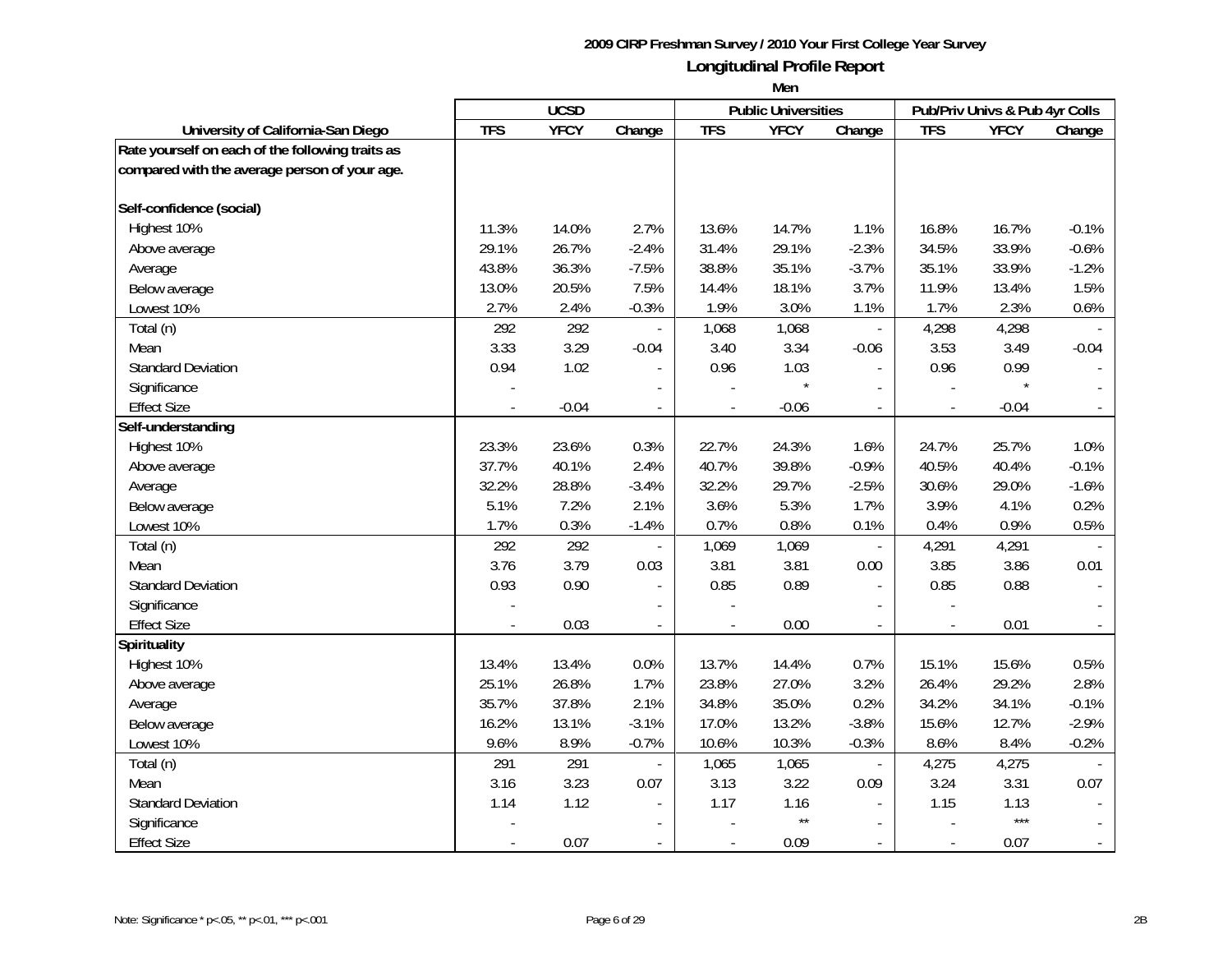**2009 CIRP Freshman Survey / 2010 Your First College Year Survey**

## Longitudinal Profile Report

### Men

| University of California-San Diego | UCSD | | | Public Universities | | | Pub/Priv Univs & Pub 4yr Colls | | |
|---|---|---|---|---|---|---|---|---|---|
| | TFS | YFCY | Change | TFS | YFCY | Change | TFS | YFCY | Change |
| **Rate yourself on each of the following traits as compared with the average person of your age.** | | | | | | | | | |
| **Self-confidence (social)** | | | | | | | | | |
| Highest 10% | 11.3% | 14.0% | 2.7% | 13.6% | 14.7% | 1.1% | 16.8% | 16.7% | -0.1% |
| Above average | 29.1% | 26.7% | -2.4% | 31.4% | 29.1% | -2.3% | 34.5% | 33.9% | -0.6% |
| Average | 43.8% | 36.3% | -7.5% | 38.8% | 35.1% | -3.7% | 35.1% | 33.9% | -1.2% |
| Below average | 13.0% | 20.5% | 7.5% | 14.4% | 18.1% | 3.7% | 11.9% | 13.4% | 1.5% |
| Lowest 10% | 2.7% | 2.4% | -0.3% | 1.9% | 3.0% | 1.1% | 1.7% | 2.3% | 0.6% |
| Total (n) | 292 | 292 | - | 1,068 | 1,068 | - | 4,298 | 4,298 | - |
| Mean | 3.33 | 3.29 | -0.04 | 3.40 | 3.34 | -0.06 | 3.53 | 3.49 | -0.04 |
| Standard Deviation | 0.94 | 1.02 | - | 0.96 | 1.03 | - | 0.96 | 0.99 | - |
| Significance | - | | - | - | * | - | - | * | - |
| Effect Size | - | -0.04 | - | - | -0.06 | - | - | -0.04 | - |
| **Self-understanding** | | | | | | | | | |
| Highest 10% | 23.3% | 23.6% | 0.3% | 22.7% | 24.3% | 1.6% | 24.7% | 25.7% | 1.0% |
| Above average | 37.7% | 40.1% | 2.4% | 40.7% | 39.8% | -0.9% | 40.5% | 40.4% | -0.1% |
| Average | 32.2% | 28.8% | -3.4% | 32.2% | 29.7% | -2.5% | 30.6% | 29.0% | -1.6% |
| Below average | 5.1% | 7.2% | 2.1% | 3.6% | 5.3% | 1.7% | 3.9% | 4.1% | 0.2% |
| Lowest 10% | 1.7% | 0.3% | -1.4% | 0.7% | 0.8% | 0.1% | 0.4% | 0.9% | 0.5% |
| Total (n) | 292 | 292 | - | 1,069 | 1,069 | - | 4,291 | 4,291 | - |
| Mean | 3.76 | 3.79 | 0.03 | 3.81 | 3.81 | 0.00 | 3.85 | 3.86 | 0.01 |
| Standard Deviation | 0.93 | 0.90 | - | 0.85 | 0.89 | - | 0.85 | 0.88 | - |
| Significance | - | | - | - | | - | - | | - |
| Effect Size | - | 0.03 | - | - | 0.00 | - | - | 0.01 | - |
| **Spirituality** | | | | | | | | | |
| Highest 10% | 13.4% | 13.4% | 0.0% | 13.7% | 14.4% | 0.7% | 15.1% | 15.6% | 0.5% |
| Above average | 25.1% | 26.8% | 1.7% | 23.8% | 27.0% | 3.2% | 26.4% | 29.2% | 2.8% |
| Average | 35.7% | 37.8% | 2.1% | 34.8% | 35.0% | 0.2% | 34.2% | 34.1% | -0.1% |
| Below average | 16.2% | 13.1% | -3.1% | 17.0% | 13.2% | -3.8% | 15.6% | 12.7% | -2.9% |
| Lowest 10% | 9.6% | 8.9% | -0.7% | 10.6% | 10.3% | -0.3% | 8.6% | 8.4% | -0.2% |
| Total (n) | 291 | 291 | - | 1,065 | 1,065 | - | 4,275 | 4,275 | - |
| Mean | 3.16 | 3.23 | 0.07 | 3.13 | 3.22 | 0.09 | 3.24 | 3.31 | 0.07 |
| Standard Deviation | 1.14 | 1.12 | - | 1.17 | 1.16 | - | 1.15 | 1.13 | - |
| Significance | - | | - | - | ** | - | - | *** | - |
| Effect Size | - | 0.07 | - | - | 0.09 | - | - | 0.07 | - |

Note: Significance * p<.05, ** p<.01, *** p<.001

2B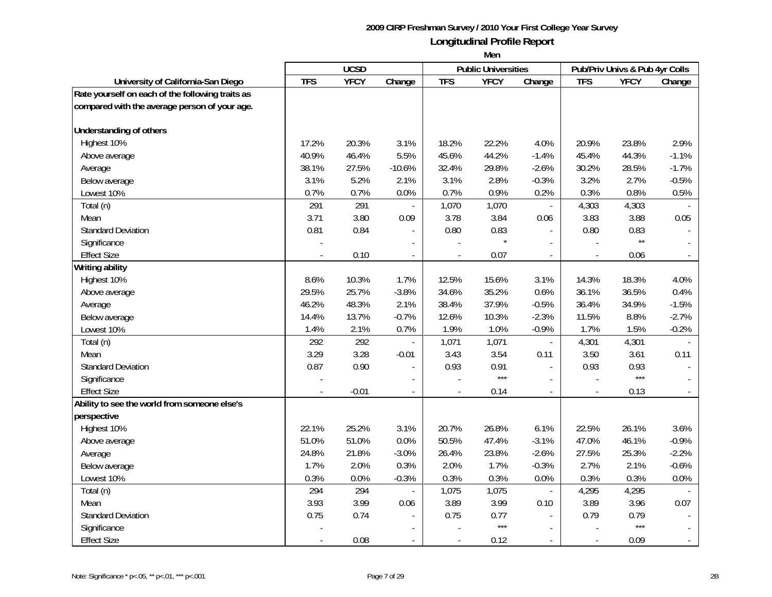**2009 CIRP Freshman Survey / 2010 Your First College Year Survey**

**Longitudinal Profile Report**

**Men**

| | UCSD | | | Public Universities | | | Pub/Priv Univs & Pub 4yr Colls | | |
|---|---|---|---|---|---|---|---|---|---|
| **University of California-San Diego** | **TFS** | **YFCY** | **Change** | **TFS** | **YFCY** | **Change** | **TFS** | **YFCY** | **Change** |
| **Rate yourself on each of the following traits as compared with the average person of your age.** | | | | | | | | | |
| **Understanding of others** | | | | | | | | | |
| Highest 10% | 17.2% | 20.3% | 3.1% | 18.2% | 22.2% | 4.0% | 20.9% | 23.8% | 2.9% |
| Above average | 40.9% | 46.4% | 5.5% | 45.6% | 44.2% | -1.4% | 45.4% | 44.3% | -1.1% |
| Average | 38.1% | 27.5% | -10.6% | 32.4% | 29.8% | -2.6% | 30.2% | 28.5% | -1.7% |
| Below average | 3.1% | 5.2% | 2.1% | 3.1% | 2.8% | -0.3% | 3.2% | 2.7% | -0.5% |
| Lowest 10% | 0.7% | 0.7% | 0.0% | 0.7% | 0.9% | 0.2% | 0.3% | 0.8% | 0.5% |
| Total (n) | 291 | 291 | - | 1,070 | 1,070 | - | 4,303 | 4,303 | - |
| Mean | 3.71 | 3.80 | 0.09 | 3.78 | 3.84 | 0.06 | 3.83 | 3.88 | 0.05 |
| Standard Deviation | 0.81 | 0.84 | - | 0.80 | 0.83 | - | 0.80 | 0.83 | - |
| Significance | - | | - | - | * | - | - | ** | - |
| Effect Size | - | 0.10 | - | - | 0.07 | - | - | 0.06 | - |
| **Writing ability** | | | | | | | | | |
| Highest 10% | 8.6% | 10.3% | 1.7% | 12.5% | 15.6% | 3.1% | 14.3% | 18.3% | 4.0% |
| Above average | 29.5% | 25.7% | -3.8% | 34.6% | 35.2% | 0.6% | 36.1% | 36.5% | 0.4% |
| Average | 46.2% | 48.3% | 2.1% | 38.4% | 37.9% | -0.5% | 36.4% | 34.9% | -1.5% |
| Below average | 14.4% | 13.7% | -0.7% | 12.6% | 10.3% | -2.3% | 11.5% | 8.8% | -2.7% |
| Lowest 10% | 1.4% | 2.1% | 0.7% | 1.9% | 1.0% | -0.9% | 1.7% | 1.5% | -0.2% |
| Total (n) | 292 | 292 | - | 1,071 | 1,071 | - | 4,301 | 4,301 | - |
| Mean | 3.29 | 3.28 | -0.01 | 3.43 | 3.54 | 0.11 | 3.50 | 3.61 | 0.11 |
| Standard Deviation | 0.87 | 0.90 | - | 0.93 | 0.91 | - | 0.93 | 0.93 | - |
| Significance | - | | - | - | *** | - | - | *** | - |
| Effect Size | - | -0.01 | - | - | 0.14 | - | - | 0.13 | - |
| **Ability to see the world from someone else's perspective** | | | | | | | | | |
| Highest 10% | 22.1% | 25.2% | 3.1% | 20.7% | 26.8% | 6.1% | 22.5% | 26.1% | 3.6% |
| Above average | 51.0% | 51.0% | 0.0% | 50.5% | 47.4% | -3.1% | 47.0% | 46.1% | -0.9% |
| Average | 24.8% | 21.8% | -3.0% | 26.4% | 23.8% | -2.6% | 27.5% | 25.3% | -2.2% |
| Below average | 1.7% | 2.0% | 0.3% | 2.0% | 1.7% | -0.3% | 2.7% | 2.1% | -0.6% |
| Lowest 10% | 0.3% | 0.0% | -0.3% | 0.3% | 0.3% | 0.0% | 0.3% | 0.3% | 0.0% |
| Total (n) | 294 | 294 | - | 1,075 | 1,075 | - | 4,295 | 4,295 | - |
| Mean | 3.93 | 3.99 | 0.06 | 3.89 | 3.99 | 0.10 | 3.89 | 3.96 | 0.07 |
| Standard Deviation | 0.75 | 0.74 | - | 0.75 | 0.77 | - | 0.79 | 0.79 | - |
| Significance | - | | - | - | *** | - | - | *** | - |
| Effect Size | - | 0.08 | - | - | 0.12 | - | - | 0.09 | - |

Note: Significance * p<.05, ** p<.01, *** p<.001

2B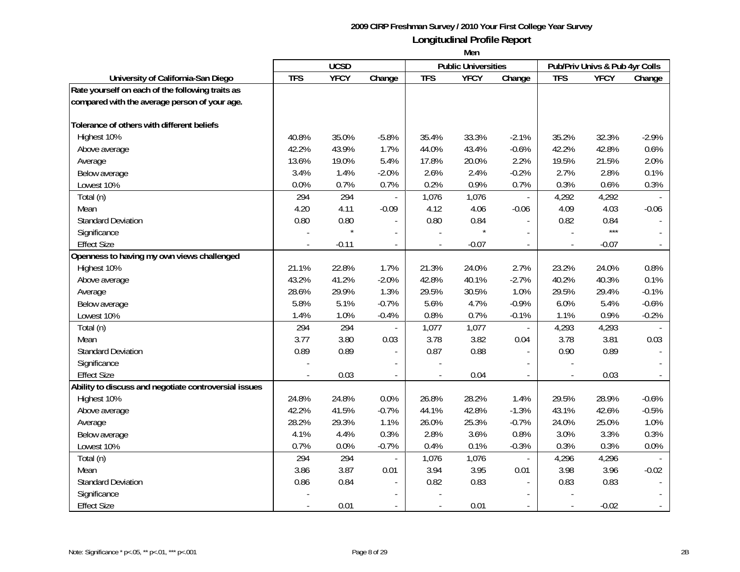**2009 CIRP Freshman Survey / 2010 Your First College Year Survey**

## Longitudinal Profile Report

**Men**

| University of California-San Diego | UCSD | | | Public Universities | | | Pub/Priv Univs & Pub 4yr Colls | | |
|---|---|---|---|---|---|---|---|---|---|
| | TFS | YFCY | Change | TFS | YFCY | Change | TFS | YFCY | Change |
| **Rate yourself on each of the following traits as compared with the average person of your age.** | | | | | | | | | |
| **Tolerance of others with different beliefs** | | | | | | | | | |
| Highest 10% | 40.8% | 35.0% | -5.8% | 35.4% | 33.3% | -2.1% | 35.2% | 32.3% | -2.9% |
| Above average | 42.2% | 43.9% | 1.7% | 44.0% | 43.4% | -0.6% | 42.2% | 42.8% | 0.6% |
| Average | 13.6% | 19.0% | 5.4% | 17.8% | 20.0% | 2.2% | 19.5% | 21.5% | 2.0% |
| Below average | 3.4% | 1.4% | -2.0% | 2.6% | 2.4% | -0.2% | 2.7% | 2.8% | 0.1% |
| Lowest 10% | 0.0% | 0.7% | 0.7% | 0.2% | 0.9% | 0.7% | 0.3% | 0.6% | 0.3% |
| Total (n) | 294 | 294 | - | 1,076 | 1,076 | - | 4,292 | 4,292 | - |
| Mean | 4.20 | 4.11 | -0.09 | 4.12 | 4.06 | -0.06 | 4.09 | 4.03 | -0.06 |
| Standard Deviation | 0.80 | 0.80 | - | 0.80 | 0.84 | - | 0.82 | 0.84 | - |
| Significance | - | * | - | - | * | - | - | *** | - |
| Effect Size | - | -0.11 | - | - | -0.07 | - | - | -0.07 | - |
| **Openness to having my own views challenged** | | | | | | | | | |
| Highest 10% | 21.1% | 22.8% | 1.7% | 21.3% | 24.0% | 2.7% | 23.2% | 24.0% | 0.8% |
| Above average | 43.2% | 41.2% | -2.0% | 42.8% | 40.1% | -2.7% | 40.2% | 40.3% | 0.1% |
| Average | 28.6% | 29.9% | 1.3% | 29.5% | 30.5% | 1.0% | 29.5% | 29.4% | -0.1% |
| Below average | 5.8% | 5.1% | -0.7% | 5.6% | 4.7% | -0.9% | 6.0% | 5.4% | -0.6% |
| Lowest 10% | 1.4% | 1.0% | -0.4% | 0.8% | 0.7% | -0.1% | 1.1% | 0.9% | -0.2% |
| Total (n) | 294 | 294 | - | 1,077 | 1,077 | - | 4,293 | 4,293 | - |
| Mean | 3.77 | 3.80 | 0.03 | 3.78 | 3.82 | 0.04 | 3.78 | 3.81 | 0.03 |
| Standard Deviation | 0.89 | 0.89 | - | 0.87 | 0.88 | - | 0.90 | 0.89 | - |
| Significance | - | | - | - | | - | - | | - |
| Effect Size | - | 0.03 | - | - | 0.04 | - | - | 0.03 | - |
| **Ability to discuss and negotiate controversial issues** | | | | | | | | | |
| Highest 10% | 24.8% | 24.8% | 0.0% | 26.8% | 28.2% | 1.4% | 29.5% | 28.9% | -0.6% |
| Above average | 42.2% | 41.5% | -0.7% | 44.1% | 42.8% | -1.3% | 43.1% | 42.6% | -0.5% |
| Average | 28.2% | 29.3% | 1.1% | 26.0% | 25.3% | -0.7% | 24.0% | 25.0% | 1.0% |
| Below average | 4.1% | 4.4% | 0.3% | 2.8% | 3.6% | 0.8% | 3.0% | 3.3% | 0.3% |
| Lowest 10% | 0.7% | 0.0% | -0.7% | 0.4% | 0.1% | -0.3% | 0.3% | 0.3% | 0.0% |
| Total (n) | 294 | 294 | - | 1,076 | 1,076 | - | 4,296 | 4,296 | - |
| Mean | 3.86 | 3.87 | 0.01 | 3.94 | 3.95 | 0.01 | 3.98 | 3.96 | -0.02 |
| Standard Deviation | 0.86 | 0.84 | - | 0.82 | 0.83 | - | 0.83 | 0.83 | - |
| Significance | - | | - | - | | - | - | | - |
| Effect Size | - | 0.01 | - | - | 0.01 | - | - | -0.02 | - |

Note: Significance * p<.05, ** p<.01, *** p<.001

2B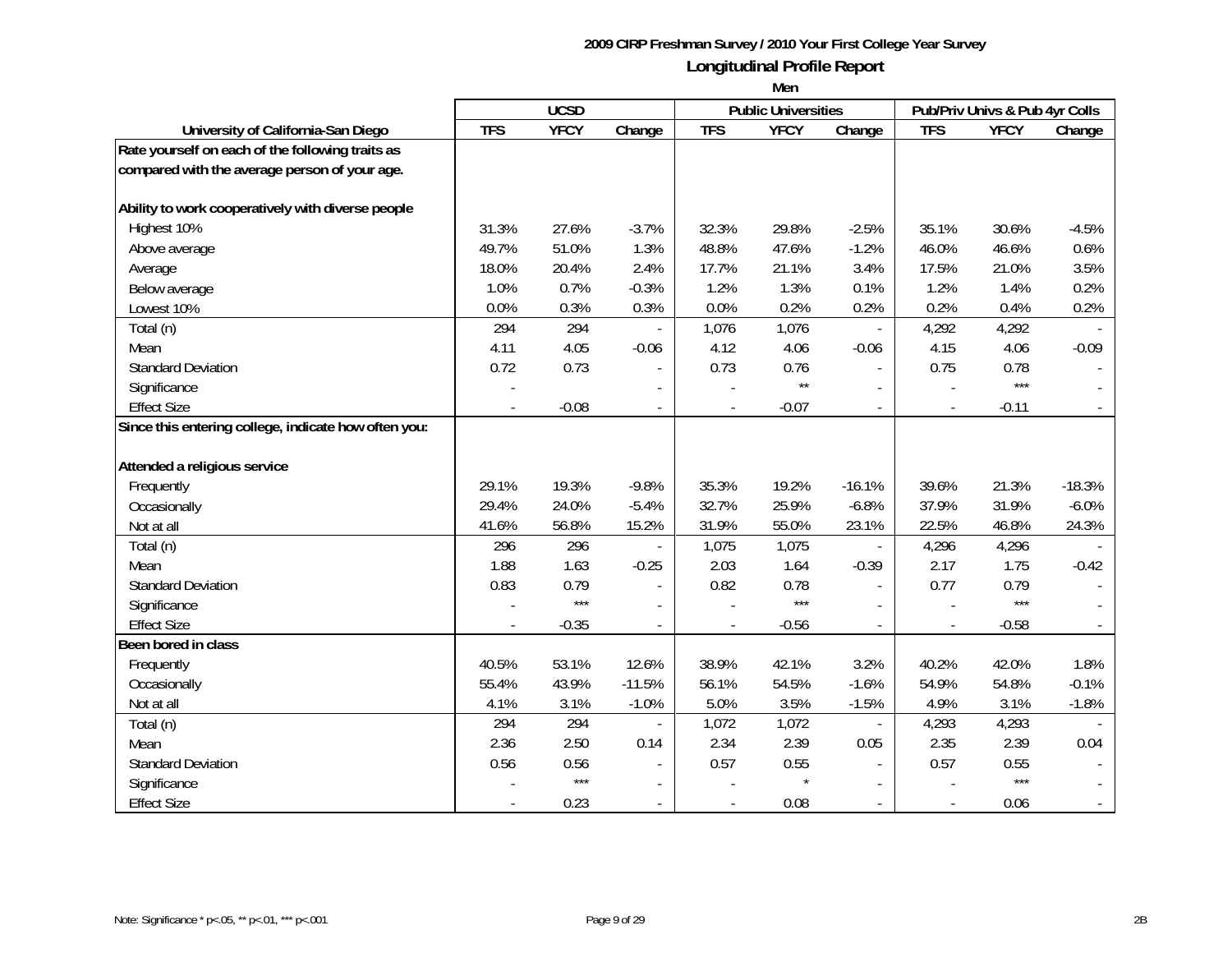**2009 CIRP Freshman Survey / 2010 Your First College Year Survey**

# Longitudinal Profile Report

**Men**

| | UCSD | | | Public Universities | | | Pub/Priv Univs & Pub 4yr Colls | | |
|---|---|---|---|---|---|---|---|---|---|
| **University of California-San Diego** | **TFS** | **YFCY** | **Change** | **TFS** | **YFCY** | **Change** | **TFS** | **YFCY** | **Change** |
| **Rate yourself on each of the following traits as compared with the average person of your age.** | | | | | | | | | |
| **Ability to work cooperatively with diverse people** | | | | | | | | | |
| Highest 10% | 31.3% | 27.6% | -3.7% | 32.3% | 29.8% | -2.5% | 35.1% | 30.6% | -4.5% |
| Above average | 49.7% | 51.0% | 1.3% | 48.8% | 47.6% | -1.2% | 46.0% | 46.6% | 0.6% |
| Average | 18.0% | 20.4% | 2.4% | 17.7% | 21.1% | 3.4% | 17.5% | 21.0% | 3.5% |
| Below average | 1.0% | 0.7% | -0.3% | 1.2% | 1.3% | 0.1% | 1.2% | 1.4% | 0.2% |
| Lowest 10% | 0.0% | 0.3% | 0.3% | 0.0% | 0.2% | 0.2% | 0.2% | 0.4% | 0.2% |
| Total (n) | 294 | 294 | - | 1,076 | 1,076 | - | 4,292 | 4,292 | - |
| Mean | 4.11 | 4.05 | -0.06 | 4.12 | 4.06 | -0.06 | 4.15 | 4.06 | -0.09 |
| Standard Deviation | 0.72 | 0.73 | - | 0.73 | 0.76 | - | 0.75 | 0.78 | - |
| Significance | - | | - | - | ** | - | - | *** | - |
| Effect Size | - | -0.08 | - | - | -0.07 | - | - | -0.11 | - |
| **Since this entering college, indicate how often you:** | | | | | | | | | |
| **Attended a religious service** | | | | | | | | | |
| Frequently | 29.1% | 19.3% | -9.8% | 35.3% | 19.2% | -16.1% | 39.6% | 21.3% | -18.3% |
| Occasionally | 29.4% | 24.0% | -5.4% | 32.7% | 25.9% | -6.8% | 37.9% | 31.9% | -6.0% |
| Not at all | 41.6% | 56.8% | 15.2% | 31.9% | 55.0% | 23.1% | 22.5% | 46.8% | 24.3% |
| Total (n) | 296 | 296 | - | 1,075 | 1,075 | - | 4,296 | 4,296 | - |
| Mean | 1.88 | 1.63 | -0.25 | 2.03 | 1.64 | -0.39 | 2.17 | 1.75 | -0.42 |
| Standard Deviation | 0.83 | 0.79 | - | 0.82 | 0.78 | - | 0.77 | 0.79 | - |
| Significance | - | *** | - | - | *** | - | - | *** | - |
| Effect Size | - | -0.35 | - | - | -0.56 | - | - | -0.58 | - |
| **Been bored in class** | | | | | | | | | |
| Frequently | 40.5% | 53.1% | 12.6% | 38.9% | 42.1% | 3.2% | 40.2% | 42.0% | 1.8% |
| Occasionally | 55.4% | 43.9% | -11.5% | 56.1% | 54.5% | -1.6% | 54.9% | 54.8% | -0.1% |
| Not at all | 4.1% | 3.1% | -1.0% | 5.0% | 3.5% | -1.5% | 4.9% | 3.1% | -1.8% |
| Total (n) | 294 | 294 | - | 1,072 | 1,072 | - | 4,293 | 4,293 | - |
| Mean | 2.36 | 2.50 | 0.14 | 2.34 | 2.39 | 0.05 | 2.35 | 2.39 | 0.04 |
| Standard Deviation | 0.56 | 0.56 | - | 0.57 | 0.55 | - | 0.57 | 0.55 | - |
| Significance | - | *** | - | - | * | - | - | *** | - |
| Effect Size | - | 0.23 | - | - | 0.08 | - | - | 0.06 | - |

Note: Significance * p<.05, ** p<.01, *** p<.001

2B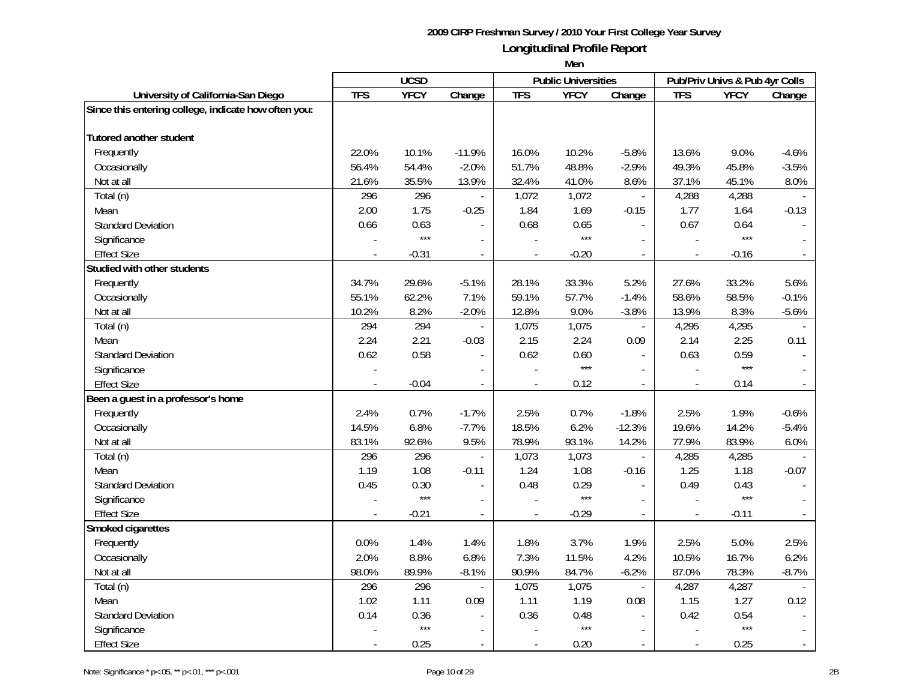# 2009 CIRP Freshman Survey / 2010 Your First College Year Survey

## Longitudinal Profile Report

### Men

| University of California-San Diego | UCSD | | | Public Universities | | | Pub/Priv Univs & Pub 4yr Colls | | |
|---|---|---|---|---|---|---|---|---|---|
| | TFS | YFCY | Change | TFS | YFCY | Change | TFS | YFCY | Change |
| **Since this entering college, indicate how often you:** | | | | | | | | | |
| **Tutored another student** | | | | | | | | | |
| Frequently | 22.0% | 10.1% | -11.9% | 16.0% | 10.2% | -5.8% | 13.6% | 9.0% | -4.6% |
| Occasionally | 56.4% | 54.4% | -2.0% | 51.7% | 48.8% | -2.9% | 49.3% | 45.8% | -3.5% |
| Not at all | 21.6% | 35.5% | 13.9% | 32.4% | 41.0% | 8.6% | 37.1% | 45.1% | 8.0% |
| Total (n) | 296 | 296 | - | 1,072 | 1,072 | - | 4,288 | 4,288 | - |
| Mean | 2.00 | 1.75 | -0.25 | 1.84 | 1.69 | -0.15 | 1.77 | 1.64 | -0.13 |
| Standard Deviation | 0.66 | 0.63 | - | 0.68 | 0.65 | - | 0.67 | 0.64 | - |
| Significance | - | *** | - | - | *** | - | - | *** | - |
| Effect Size | - | -0.31 | - | - | -0.20 | - | - | -0.16 | - |
| **Studied with other students** | | | | | | | | | |
| Frequently | 34.7% | 29.6% | -5.1% | 28.1% | 33.3% | 5.2% | 27.6% | 33.2% | 5.6% |
| Occasionally | 55.1% | 62.2% | 7.1% | 59.1% | 57.7% | -1.4% | 58.6% | 58.5% | -0.1% |
| Not at all | 10.2% | 8.2% | -2.0% | 12.8% | 9.0% | -3.8% | 13.9% | 8.3% | -5.6% |
| Total (n) | 294 | 294 | - | 1,075 | 1,075 | - | 4,295 | 4,295 | - |
| Mean | 2.24 | 2.21 | -0.03 | 2.15 | 2.24 | 0.09 | 2.14 | 2.25 | 0.11 |
| Standard Deviation | 0.62 | 0.58 | - | 0.62 | 0.60 | - | 0.63 | 0.59 | - |
| Significance | - | | - | - | *** | - | - | *** | - |
| Effect Size | - | -0.04 | - | - | 0.12 | - | - | 0.14 | - |
| **Been a guest in a professor's home** | | | | | | | | | |
| Frequently | 2.4% | 0.7% | -1.7% | 2.5% | 0.7% | -1.8% | 2.5% | 1.9% | -0.6% |
| Occasionally | 14.5% | 6.8% | -7.7% | 18.5% | 6.2% | -12.3% | 19.6% | 14.2% | -5.4% |
| Not at all | 83.1% | 92.6% | 9.5% | 78.9% | 93.1% | 14.2% | 77.9% | 83.9% | 6.0% |
| Total (n) | 296 | 296 | - | 1,073 | 1,073 | - | 4,285 | 4,285 | - |
| Mean | 1.19 | 1.08 | -0.11 | 1.24 | 1.08 | -0.16 | 1.25 | 1.18 | -0.07 |
| Standard Deviation | 0.45 | 0.30 | - | 0.48 | 0.29 | - | 0.49 | 0.43 | - |
| Significance | - | *** | - | - | *** | - | - | *** | - |
| Effect Size | - | -0.21 | - | - | -0.29 | - | - | -0.11 | - |
| **Smoked cigarettes** | | | | | | | | | |
| Frequently | 0.0% | 1.4% | 1.4% | 1.8% | 3.7% | 1.9% | 2.5% | 5.0% | 2.5% |
| Occasionally | 2.0% | 8.8% | 6.8% | 7.3% | 11.5% | 4.2% | 10.5% | 16.7% | 6.2% |
| Not at all | 98.0% | 89.9% | -8.1% | 90.9% | 84.7% | -6.2% | 87.0% | 78.3% | -8.7% |
| Total (n) | 296 | 296 | - | 1,075 | 1,075 | - | 4,287 | 4,287 | - |
| Mean | 1.02 | 1.11 | 0.09 | 1.11 | 1.19 | 0.08 | 1.15 | 1.27 | 0.12 |
| Standard Deviation | 0.14 | 0.36 | - | 0.36 | 0.48 | - | 0.42 | 0.54 | - |
| Significance | - | *** | - | - | *** | - | - | *** | - |
| Effect Size | - | 0.25 | - | - | 0.20 | - | - | 0.25 | - |

Note: Significance * p<.05, ** p<.01, *** p<.001

2B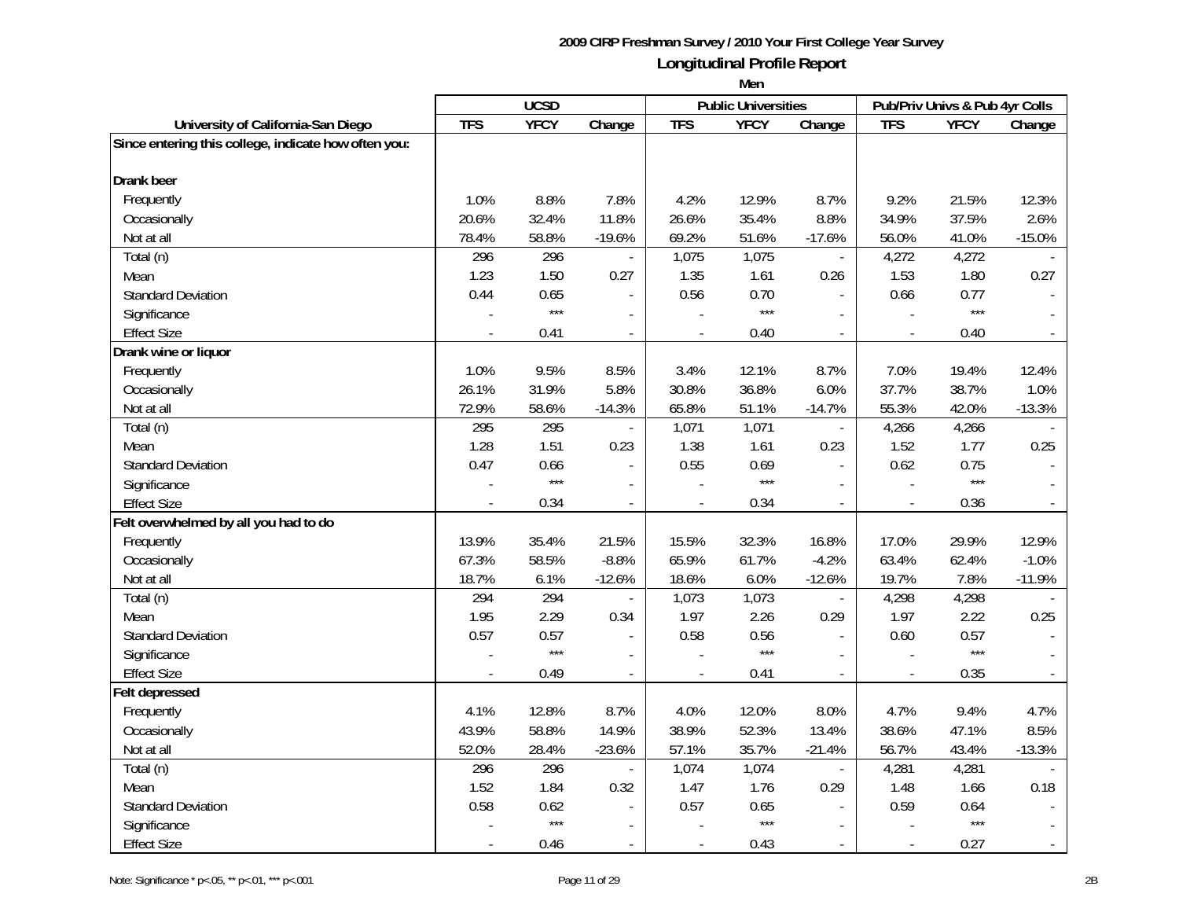# 2009 CIRP Freshman Survey / 2010 Your First College Year Survey

## Longitudinal Profile Report

### Men

| | UCSD | | | Public Universities | | | Pub/Priv Univs & Pub 4yr Colls | | |
|---|---|---|---|---|---|---|---|---|---|
| **University of California-San Diego** | **TFS** | **YFCY** | **Change** | **TFS** | **YFCY** | **Change** | **TFS** | **YFCY** | **Change** |
| **Since entering this college, indicate how often you:** | | | | | | | | | |
| **Drank beer** | | | | | | | | | |
| Frequently | 1.0% | 8.8% | 7.8% | 4.2% | 12.9% | 8.7% | 9.2% | 21.5% | 12.3% |
| Occasionally | 20.6% | 32.4% | 11.8% | 26.6% | 35.4% | 8.8% | 34.9% | 37.5% | 2.6% |
| Not at all | 78.4% | 58.8% | -19.6% | 69.2% | 51.6% | -17.6% | 56.0% | 41.0% | -15.0% |
| Total (n) | 296 | 296 | - | 1,075 | 1,075 | - | 4,272 | 4,272 | - |
| Mean | 1.23 | 1.50 | 0.27 | 1.35 | 1.61 | 0.26 | 1.53 | 1.80 | 0.27 |
| Standard Deviation | 0.44 | 0.65 | - | 0.56 | 0.70 | - | 0.66 | 0.77 | - |
| Significance | - | *** | - | - | *** | - | - | *** | - |
| Effect Size | - | 0.41 | - | - | 0.40 | - | - | 0.40 | - |
| **Drank wine or liquor** | | | | | | | | | |
| Frequently | 1.0% | 9.5% | 8.5% | 3.4% | 12.1% | 8.7% | 7.0% | 19.4% | 12.4% |
| Occasionally | 26.1% | 31.9% | 5.8% | 30.8% | 36.8% | 6.0% | 37.7% | 38.7% | 1.0% |
| Not at all | 72.9% | 58.6% | -14.3% | 65.8% | 51.1% | -14.7% | 55.3% | 42.0% | -13.3% |
| Total (n) | 295 | 295 | - | 1,071 | 1,071 | - | 4,266 | 4,266 | - |
| Mean | 1.28 | 1.51 | 0.23 | 1.38 | 1.61 | 0.23 | 1.52 | 1.77 | 0.25 |
| Standard Deviation | 0.47 | 0.66 | - | 0.55 | 0.69 | - | 0.62 | 0.75 | - |
| Significance | - | *** | - | - | *** | - | - | *** | - |
| Effect Size | - | 0.34 | - | - | 0.34 | - | - | 0.36 | - |
| **Felt overwhelmed by all you had to do** | | | | | | | | | |
| Frequently | 13.9% | 35.4% | 21.5% | 15.5% | 32.3% | 16.8% | 17.0% | 29.9% | 12.9% |
| Occasionally | 67.3% | 58.5% | -8.8% | 65.9% | 61.7% | -4.2% | 63.4% | 62.4% | -1.0% |
| Not at all | 18.7% | 6.1% | -12.6% | 18.6% | 6.0% | -12.6% | 19.7% | 7.8% | -11.9% |
| Total (n) | 294 | 294 | - | 1,073 | 1,073 | - | 4,298 | 4,298 | - |
| Mean | 1.95 | 2.29 | 0.34 | 1.97 | 2.26 | 0.29 | 1.97 | 2.22 | 0.25 |
| Standard Deviation | 0.57 | 0.57 | - | 0.58 | 0.56 | - | 0.60 | 0.57 | - |
| Significance | - | *** | - | - | *** | - | - | *** | - |
| Effect Size | - | 0.49 | - | - | 0.41 | - | - | 0.35 | - |
| **Felt depressed** | | | | | | | | | |
| Frequently | 4.1% | 12.8% | 8.7% | 4.0% | 12.0% | 8.0% | 4.7% | 9.4% | 4.7% |
| Occasionally | 43.9% | 58.8% | 14.9% | 38.9% | 52.3% | 13.4% | 38.6% | 47.1% | 8.5% |
| Not at all | 52.0% | 28.4% | -23.6% | 57.1% | 35.7% | -21.4% | 56.7% | 43.4% | -13.3% |
| Total (n) | 296 | 296 | - | 1,074 | 1,074 | - | 4,281 | 4,281 | - |
| Mean | 1.52 | 1.84 | 0.32 | 1.47 | 1.76 | 0.29 | 1.48 | 1.66 | 0.18 |
| Standard Deviation | 0.58 | 0.62 | - | 0.57 | 0.65 | - | 0.59 | 0.64 | - |
| Significance | - | *** | - | - | *** | - | - | *** | - |
| Effect Size | - | 0.46 | - | - | 0.43 | - | - | 0.27 | - |

Note: Significance * p<.05, ** p<.01, *** p<.001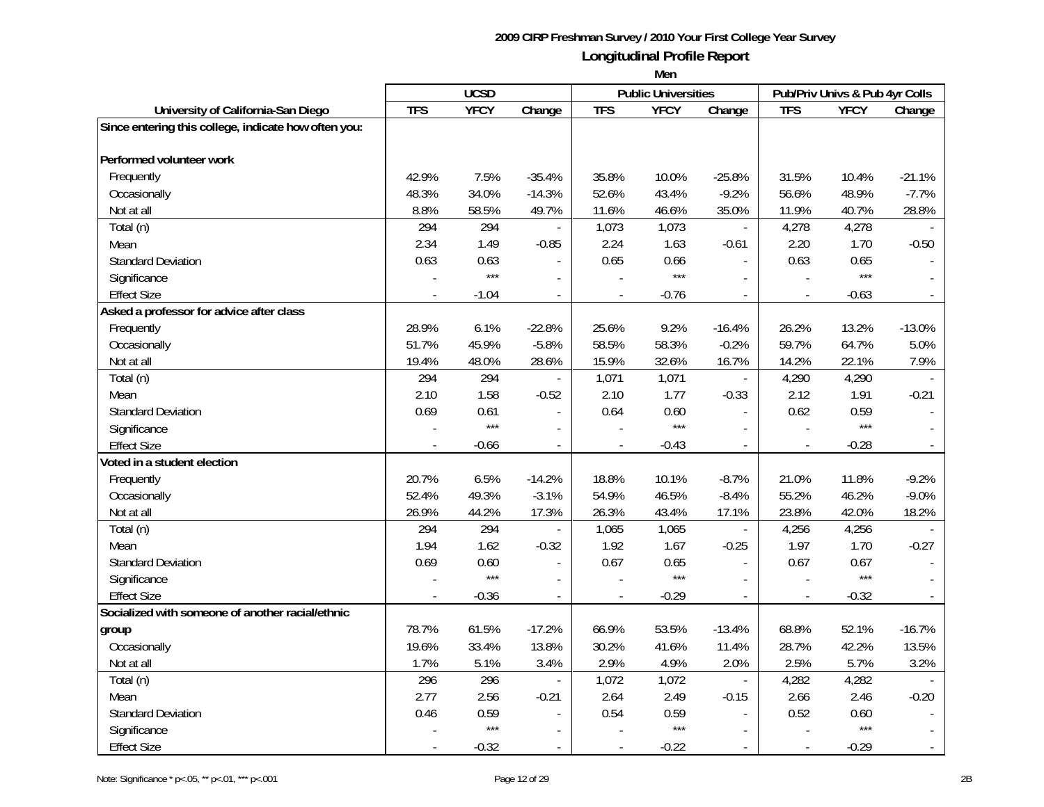# 2009 CIRP Freshman Survey / 2010 Your First College Year Survey

## Longitudinal Profile Report

### Men

| University of California-San Diego | UCSD | | | Public Universities | | | Pub/Priv Univs & Pub 4yr Colls | | |
|---|---|---|---|---|---|---|---|---|---|
| | TFS | YFCY | Change | TFS | YFCY | Change | TFS | YFCY | Change |
| **Since entering this college, indicate how often you:** | | | | | | | | | |
| **Performed volunteer work** | | | | | | | | | |
| Frequently | 42.9% | 7.5% | -35.4% | 35.8% | 10.0% | -25.8% | 31.5% | 10.4% | -21.1% |
| Occasionally | 48.3% | 34.0% | -14.3% | 52.6% | 43.4% | -9.2% | 56.6% | 48.9% | -7.7% |
| Not at all | 8.8% | 58.5% | 49.7% | 11.6% | 46.6% | 35.0% | 11.9% | 40.7% | 28.8% |
| Total (n) | 294 | 294 | - | 1,073 | 1,073 | - | 4,278 | 4,278 | - |
| Mean | 2.34 | 1.49 | -0.85 | 2.24 | 1.63 | -0.61 | 2.20 | 1.70 | -0.50 |
| Standard Deviation | 0.63 | 0.63 | - | 0.65 | 0.66 | - | 0.63 | 0.65 | - |
| Significance | - | *** | - | - | *** | - | - | *** | - |
| Effect Size | - | -1.04 | - | - | -0.76 | - | - | -0.63 | - |
| **Asked a professor for advice after class** | | | | | | | | | |
| Frequently | 28.9% | 6.1% | -22.8% | 25.6% | 9.2% | -16.4% | 26.2% | 13.2% | -13.0% |
| Occasionally | 51.7% | 45.9% | -5.8% | 58.5% | 58.3% | -0.2% | 59.7% | 64.7% | 5.0% |
| Not at all | 19.4% | 48.0% | 28.6% | 15.9% | 32.6% | 16.7% | 14.2% | 22.1% | 7.9% |
| Total (n) | 294 | 294 | - | 1,071 | 1,071 | - | 4,290 | 4,290 | - |
| Mean | 2.10 | 1.58 | -0.52 | 2.10 | 1.77 | -0.33 | 2.12 | 1.91 | -0.21 |
| Standard Deviation | 0.69 | 0.61 | - | 0.64 | 0.60 | - | 0.62 | 0.59 | - |
| Significance | - | *** | - | - | *** | - | - | *** | - |
| Effect Size | - | -0.66 | - | - | -0.43 | - | - | -0.28 | - |
| **Voted in a student election** | | | | | | | | | |
| Frequently | 20.7% | 6.5% | -14.2% | 18.8% | 10.1% | -8.7% | 21.0% | 11.8% | -9.2% |
| Occasionally | 52.4% | 49.3% | -3.1% | 54.9% | 46.5% | -8.4% | 55.2% | 46.2% | -9.0% |
| Not at all | 26.9% | 44.2% | 17.3% | 26.3% | 43.4% | 17.1% | 23.8% | 42.0% | 18.2% |
| Total (n) | 294 | 294 | - | 1,065 | 1,065 | - | 4,256 | 4,256 | - |
| Mean | 1.94 | 1.62 | -0.32 | 1.92 | 1.67 | -0.25 | 1.97 | 1.70 | -0.27 |
| Standard Deviation | 0.69 | 0.60 | - | 0.67 | 0.65 | - | 0.67 | 0.67 | - |
| Significance | - | *** | - | - | *** | - | - | *** | - |
| Effect Size | - | -0.36 | - | - | -0.29 | - | - | -0.32 | - |
| **Socialized with someone of another racial/ethnic group** | 78.7% | 61.5% | -17.2% | 66.9% | 53.5% | -13.4% | 68.8% | 52.1% | -16.7% |
| Occasionally | 19.6% | 33.4% | 13.8% | 30.2% | 41.6% | 11.4% | 28.7% | 42.2% | 13.5% |
| Not at all | 1.7% | 5.1% | 3.4% | 2.9% | 4.9% | 2.0% | 2.5% | 5.7% | 3.2% |
| Total (n) | 296 | 296 | - | 1,072 | 1,072 | - | 4,282 | 4,282 | - |
| Mean | 2.77 | 2.56 | -0.21 | 2.64 | 2.49 | -0.15 | 2.66 | 2.46 | -0.20 |
| Standard Deviation | 0.46 | 0.59 | - | 0.54 | 0.59 | - | 0.52 | 0.60 | - |
| Significance | - | *** | - | - | *** | - | - | *** | - |
| Effect Size | - | -0.32 | - | - | -0.22 | - | - | -0.29 | - |

Note: Significance * p<.05, ** p<.01, *** p<.001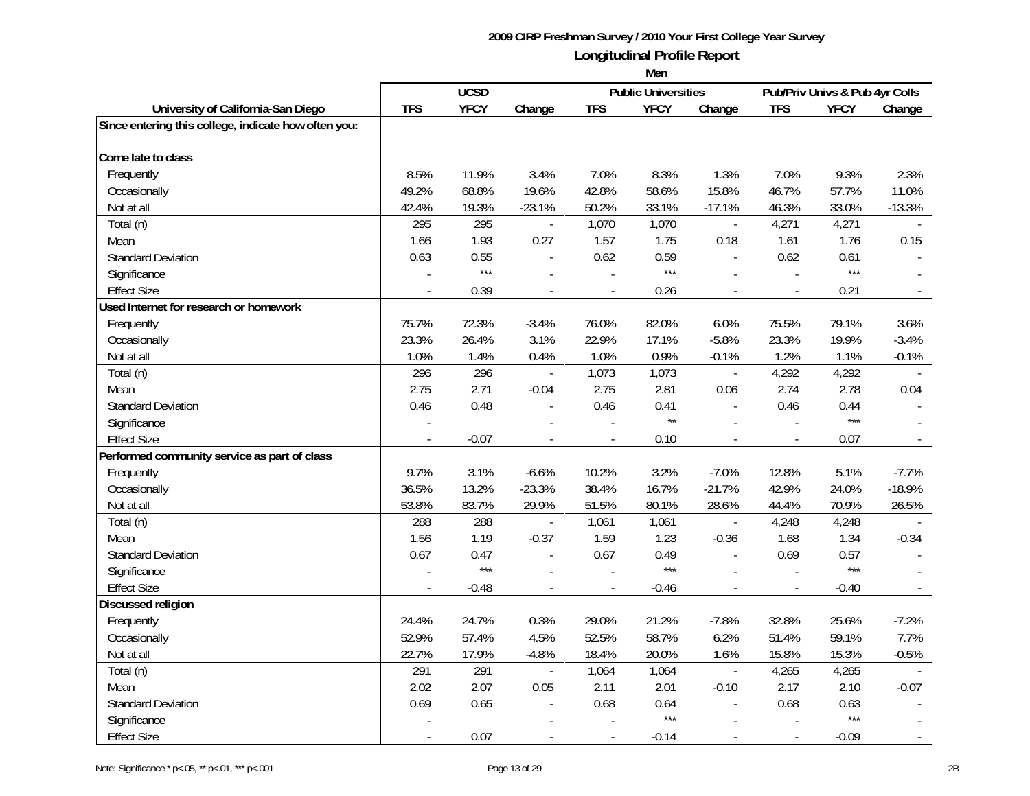**2009 CIRP Freshman Survey / 2010 Your First College Year Survey**

## Longitudinal Profile Report

**Men**

| University of California-San Diego | UCSD | | | Public Universities | | | Pub/Priv Univs & Pub 4yr Colls | | |
|---|---|---|---|---|---|---|---|---|---|
| | TFS | YFCY | Change | TFS | YFCY | Change | TFS | YFCY | Change |
| **Since entering this college, indicate how often you:** | | | | | | | | | |
| **Come late to class** | | | | | | | | | |
| Frequently | 8.5% | 11.9% | 3.4% | 7.0% | 8.3% | 1.3% | 7.0% | 9.3% | 2.3% |
| Occasionally | 49.2% | 68.8% | 19.6% | 42.8% | 58.6% | 15.8% | 46.7% | 57.7% | 11.0% |
| Not at all | 42.4% | 19.3% | -23.1% | 50.2% | 33.1% | -17.1% | 46.3% | 33.0% | -13.3% |
| Total (n) | 295 | 295 | - | 1,070 | 1,070 | - | 4,271 | 4,271 | - |
| Mean | 1.66 | 1.93 | 0.27 | 1.57 | 1.75 | 0.18 | 1.61 | 1.76 | 0.15 |
| Standard Deviation | 0.63 | 0.55 | - | 0.62 | 0.59 | - | 0.62 | 0.61 | - |
| Significance | - | *** | - | - | *** | - | - | *** | - |
| Effect Size | - | 0.39 | - | - | 0.26 | - | - | 0.21 | - |
| **Used Internet for research or homework** | | | | | | | | | |
| Frequently | 75.7% | 72.3% | -3.4% | 76.0% | 82.0% | 6.0% | 75.5% | 79.1% | 3.6% |
| Occasionally | 23.3% | 26.4% | 3.1% | 22.9% | 17.1% | -5.8% | 23.3% | 19.9% | -3.4% |
| Not at all | 1.0% | 1.4% | 0.4% | 1.0% | 0.9% | -0.1% | 1.2% | 1.1% | -0.1% |
| Total (n) | 296 | 296 | - | 1,073 | 1,073 | - | 4,292 | 4,292 | - |
| Mean | 2.75 | 2.71 | -0.04 | 2.75 | 2.81 | 0.06 | 2.74 | 2.78 | 0.04 |
| Standard Deviation | 0.46 | 0.48 | - | 0.46 | 0.41 | - | 0.46 | 0.44 | - |
| Significance | - | | - | - | ** | - | - | *** | - |
| Effect Size | - | -0.07 | - | - | 0.10 | - | - | 0.07 | - |
| **Performed community service as part of class** | | | | | | | | | |
| Frequently | 9.7% | 3.1% | -6.6% | 10.2% | 3.2% | -7.0% | 12.8% | 5.1% | -7.7% |
| Occasionally | 36.5% | 13.2% | -23.3% | 38.4% | 16.7% | -21.7% | 42.9% | 24.0% | -18.9% |
| Not at all | 53.8% | 83.7% | 29.9% | 51.5% | 80.1% | 28.6% | 44.4% | 70.9% | 26.5% |
| Total (n) | 288 | 288 | - | 1,061 | 1,061 | - | 4,248 | 4,248 | - |
| Mean | 1.56 | 1.19 | -0.37 | 1.59 | 1.23 | -0.36 | 1.68 | 1.34 | -0.34 |
| Standard Deviation | 0.67 | 0.47 | - | 0.67 | 0.49 | - | 0.69 | 0.57 | - |
| Significance | - | *** | - | - | *** | - | - | *** | - |
| Effect Size | - | -0.48 | - | - | -0.46 | - | - | -0.40 | - |
| **Discussed religion** | | | | | | | | | |
| Frequently | 24.4% | 24.7% | 0.3% | 29.0% | 21.2% | -7.8% | 32.8% | 25.6% | -7.2% |
| Occasionally | 52.9% | 57.4% | 4.5% | 52.5% | 58.7% | 6.2% | 51.4% | 59.1% | 7.7% |
| Not at all | 22.7% | 17.9% | -4.8% | 18.4% | 20.0% | 1.6% | 15.8% | 15.3% | -0.5% |
| Total (n) | 291 | 291 | - | 1,064 | 1,064 | - | 4,265 | 4,265 | - |
| Mean | 2.02 | 2.07 | 0.05 | 2.11 | 2.01 | -0.10 | 2.17 | 2.10 | -0.07 |
| Standard Deviation | 0.69 | 0.65 | - | 0.68 | 0.64 | - | 0.68 | 0.63 | - |
| Significance | - | | - | - | *** | - | - | *** | - |
| Effect Size | - | 0.07 | - | - | -0.14 | - | - | -0.09 | - |

Note: Significance * p<.05, ** p<.01, *** p<.001

2B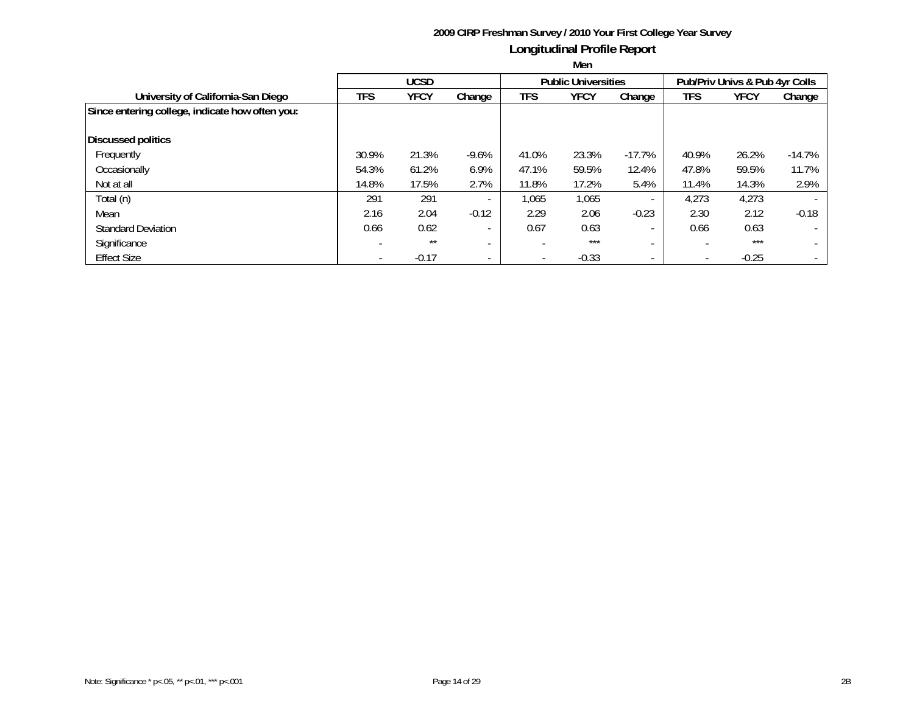**2009 CIRP Freshman Survey / 2010 Your First College Year Survey**

## Longitudinal Profile Report

**Men**

| University of California-San Diego | UCSD | | | Public Universities | | | Pub/Priv Univs & Pub 4yr Colls | | |
|---|---|---|---|---|---|---|---|---|---|
| | TFS | YFCY | Change | TFS | YFCY | Change | TFS | YFCY | Change |
| **Since entering college, indicate how often you:** | | | | | | | | | |
| **Discussed politics** | | | | | | | | | |
| Frequently | 30.9% | 21.3% | -9.6% | 41.0% | 23.3% | -17.7% | 40.9% | 26.2% | -14.7% |
| Occasionally | 54.3% | 61.2% | 6.9% | 47.1% | 59.5% | 12.4% | 47.8% | 59.5% | 11.7% |
| Not at all | 14.8% | 17.5% | 2.7% | 11.8% | 17.2% | 5.4% | 11.4% | 14.3% | 2.9% |
| Total (n) | 291 | 291 | - | 1,065 | 1,065 | - | 4,273 | 4,273 | - |
| Mean | 2.16 | 2.04 | -0.12 | 2.29 | 2.06 | -0.23 | 2.30 | 2.12 | -0.18 |
| Standard Deviation | 0.66 | 0.62 | - | 0.67 | 0.63 | - | 0.66 | 0.63 | - |
| Significance | - | ** | - | - | *** | - | - | *** | - |
| Effect Size | - | -0.17 | - | - | -0.33 | - | - | -0.25 | - |

Note: Significance * p<.05, ** p<.01, *** p<.001

2B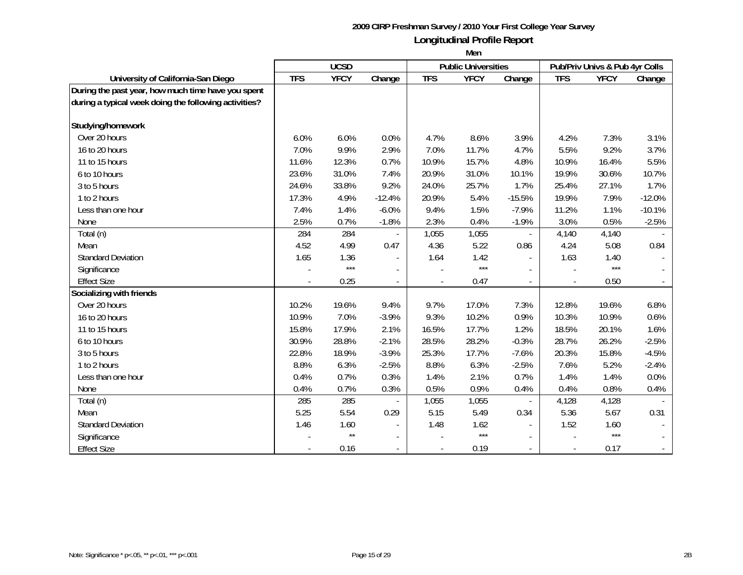**2009 CIRP Freshman Survey / 2010 Your First College Year Survey**

## Longitudinal Profile Report

**Men**

| University of California-San Diego | UCSD | | | Public Universities | | | Pub/Priv Univs & Pub 4yr Colls | | |
|---|---|---|---|---|---|---|---|---|---|
| | TFS | YFCY | Change | TFS | YFCY | Change | TFS | YFCY | Change |
| **During the past year, how much time have you spent during a typical week doing the following activities?** | | | | | | | | | |
| **Studying/homework** | | | | | | | | | |
| Over 20 hours | 6.0% | 6.0% | 0.0% | 4.7% | 8.6% | 3.9% | 4.2% | 7.3% | 3.1% |
| 16 to 20 hours | 7.0% | 9.9% | 2.9% | 7.0% | 11.7% | 4.7% | 5.5% | 9.2% | 3.7% |
| 11 to 15 hours | 11.6% | 12.3% | 0.7% | 10.9% | 15.7% | 4.8% | 10.9% | 16.4% | 5.5% |
| 6 to 10 hours | 23.6% | 31.0% | 7.4% | 20.9% | 31.0% | 10.1% | 19.9% | 30.6% | 10.7% |
| 3 to 5 hours | 24.6% | 33.8% | 9.2% | 24.0% | 25.7% | 1.7% | 25.4% | 27.1% | 1.7% |
| 1 to 2 hours | 17.3% | 4.9% | -12.4% | 20.9% | 5.4% | -15.5% | 19.9% | 7.9% | -12.0% |
| Less than one hour | 7.4% | 1.4% | -6.0% | 9.4% | 1.5% | -7.9% | 11.2% | 1.1% | -10.1% |
| None | 2.5% | 0.7% | -1.8% | 2.3% | 0.4% | -1.9% | 3.0% | 0.5% | -2.5% |
| Total (n) | 284 | 284 | - | 1,055 | 1,055 | - | 4,140 | 4,140 | - |
| Mean | 4.52 | 4.99 | 0.47 | 4.36 | 5.22 | 0.86 | 4.24 | 5.08 | 0.84 |
| Standard Deviation | 1.65 | 1.36 | - | 1.64 | 1.42 | - | 1.63 | 1.40 | - |
| Significance | - | *** | - | - | *** | - | - | *** | - |
| Effect Size | - | 0.25 | - | - | 0.47 | - | - | 0.50 | - |
| **Socializing with friends** | | | | | | | | | |
| Over 20 hours | 10.2% | 19.6% | 9.4% | 9.7% | 17.0% | 7.3% | 12.8% | 19.6% | 6.8% |
| 16 to 20 hours | 10.9% | 7.0% | -3.9% | 9.3% | 10.2% | 0.9% | 10.3% | 10.9% | 0.6% |
| 11 to 15 hours | 15.8% | 17.9% | 2.1% | 16.5% | 17.7% | 1.2% | 18.5% | 20.1% | 1.6% |
| 6 to 10 hours | 30.9% | 28.8% | -2.1% | 28.5% | 28.2% | -0.3% | 28.7% | 26.2% | -2.5% |
| 3 to 5 hours | 22.8% | 18.9% | -3.9% | 25.3% | 17.7% | -7.6% | 20.3% | 15.8% | -4.5% |
| 1 to 2 hours | 8.8% | 6.3% | -2.5% | 8.8% | 6.3% | -2.5% | 7.6% | 5.2% | -2.4% |
| Less than one hour | 0.4% | 0.7% | 0.3% | 1.4% | 2.1% | 0.7% | 1.4% | 1.4% | 0.0% |
| None | 0.4% | 0.7% | 0.3% | 0.5% | 0.9% | 0.4% | 0.4% | 0.8% | 0.4% |
| Total (n) | 285 | 285 | - | 1,055 | 1,055 | - | 4,128 | 4,128 | - |
| Mean | 5.25 | 5.54 | 0.29 | 5.15 | 5.49 | 0.34 | 5.36 | 5.67 | 0.31 |
| Standard Deviation | 1.46 | 1.60 | - | 1.48 | 1.62 | - | 1.52 | 1.60 | - |
| Significance | - | ** | - | - | *** | - | - | *** | - |
| Effect Size | - | 0.16 | - | - | 0.19 | - | - | 0.17 | - |

Note: Significance * p<.05, ** p<.01, *** p<.001

2B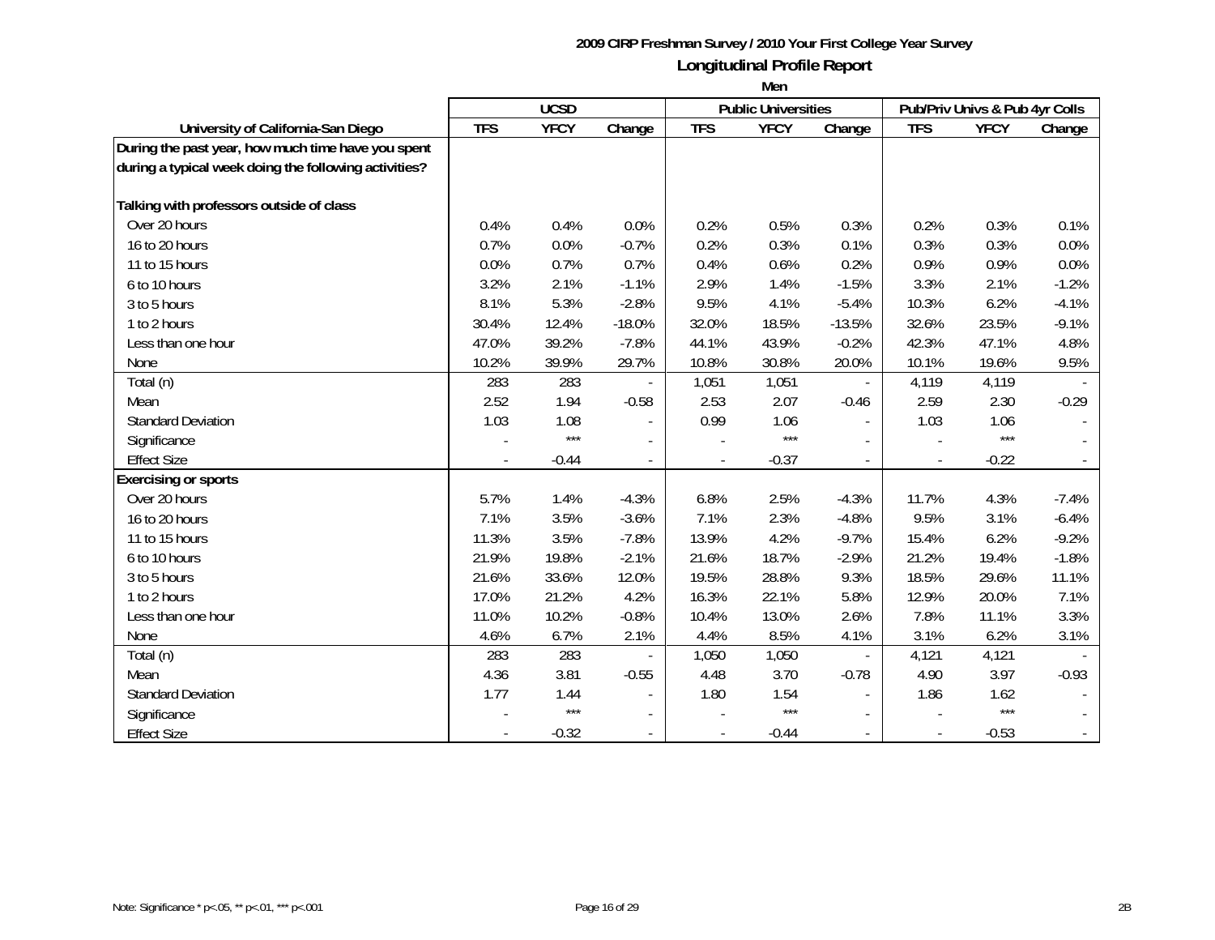**2009 CIRP Freshman Survey / 2010 Your First College Year Survey**

**Longitudinal Profile Report**

**Men**

| | UCSD | | | Public Universities | | | Pub/Priv Univs & Pub 4yr Colls | | |
|---|---|---|---|---|---|---|---|---|---|
| **University of California-San Diego** | **TFS** | **YFCY** | **Change** | **TFS** | **YFCY** | **Change** | **TFS** | **YFCY** | **Change** |
| **During the past year, how much time have you spent during a typical week doing the following activities?** | | | | | | | | | |
| **Talking with professors outside of class** | | | | | | | | | |
| Over 20 hours | 0.4% | 0.4% | 0.0% | 0.2% | 0.5% | 0.3% | 0.2% | 0.3% | 0.1% |
| 16 to 20 hours | 0.7% | 0.0% | -0.7% | 0.2% | 0.3% | 0.1% | 0.3% | 0.3% | 0.0% |
| 11 to 15 hours | 0.0% | 0.7% | 0.7% | 0.4% | 0.6% | 0.2% | 0.9% | 0.9% | 0.0% |
| 6 to 10 hours | 3.2% | 2.1% | -1.1% | 2.9% | 1.4% | -1.5% | 3.3% | 2.1% | -1.2% |
| 3 to 5 hours | 8.1% | 5.3% | -2.8% | 9.5% | 4.1% | -5.4% | 10.3% | 6.2% | -4.1% |
| 1 to 2 hours | 30.4% | 12.4% | -18.0% | 32.0% | 18.5% | -13.5% | 32.6% | 23.5% | -9.1% |
| Less than one hour | 47.0% | 39.2% | -7.8% | 44.1% | 43.9% | -0.2% | 42.3% | 47.1% | 4.8% |
| None | 10.2% | 39.9% | 29.7% | 10.8% | 30.8% | 20.0% | 10.1% | 19.6% | 9.5% |
| Total (n) | 283 | 283 | - | 1,051 | 1,051 | - | 4,119 | 4,119 | - |
| Mean | 2.52 | 1.94 | -0.58 | 2.53 | 2.07 | -0.46 | 2.59 | 2.30 | -0.29 |
| Standard Deviation | 1.03 | 1.08 | - | 0.99 | 1.06 | - | 1.03 | 1.06 | - |
| Significance | - | *** | - | - | *** | - | - | *** | - |
| Effect Size | - | -0.44 | - | - | -0.37 | - | - | -0.22 | - |
| **Exercising or sports** | | | | | | | | | |
| Over 20 hours | 5.7% | 1.4% | -4.3% | 6.8% | 2.5% | -4.3% | 11.7% | 4.3% | -7.4% |
| 16 to 20 hours | 7.1% | 3.5% | -3.6% | 7.1% | 2.3% | -4.8% | 9.5% | 3.1% | -6.4% |
| 11 to 15 hours | 11.3% | 3.5% | -7.8% | 13.9% | 4.2% | -9.7% | 15.4% | 6.2% | -9.2% |
| 6 to 10 hours | 21.9% | 19.8% | -2.1% | 21.6% | 18.7% | -2.9% | 21.2% | 19.4% | -1.8% |
| 3 to 5 hours | 21.6% | 33.6% | 12.0% | 19.5% | 28.8% | 9.3% | 18.5% | 29.6% | 11.1% |
| 1 to 2 hours | 17.0% | 21.2% | 4.2% | 16.3% | 22.1% | 5.8% | 12.9% | 20.0% | 7.1% |
| Less than one hour | 11.0% | 10.2% | -0.8% | 10.4% | 13.0% | 2.6% | 7.8% | 11.1% | 3.3% |
| None | 4.6% | 6.7% | 2.1% | 4.4% | 8.5% | 4.1% | 3.1% | 6.2% | 3.1% |
| Total (n) | 283 | 283 | - | 1,050 | 1,050 | - | 4,121 | 4,121 | - |
| Mean | 4.36 | 3.81 | -0.55 | 4.48 | 3.70 | -0.78 | 4.90 | 3.97 | -0.93 |
| Standard Deviation | 1.77 | 1.44 | - | 1.80 | 1.54 | - | 1.86 | 1.62 | - |
| Significance | - | *** | - | - | *** | - | - | *** | - |
| Effect Size | - | -0.32 | - | - | -0.44 | - | - | -0.53 | - |

Note: Significance * p<.05, ** p<.01, *** p<.001

2B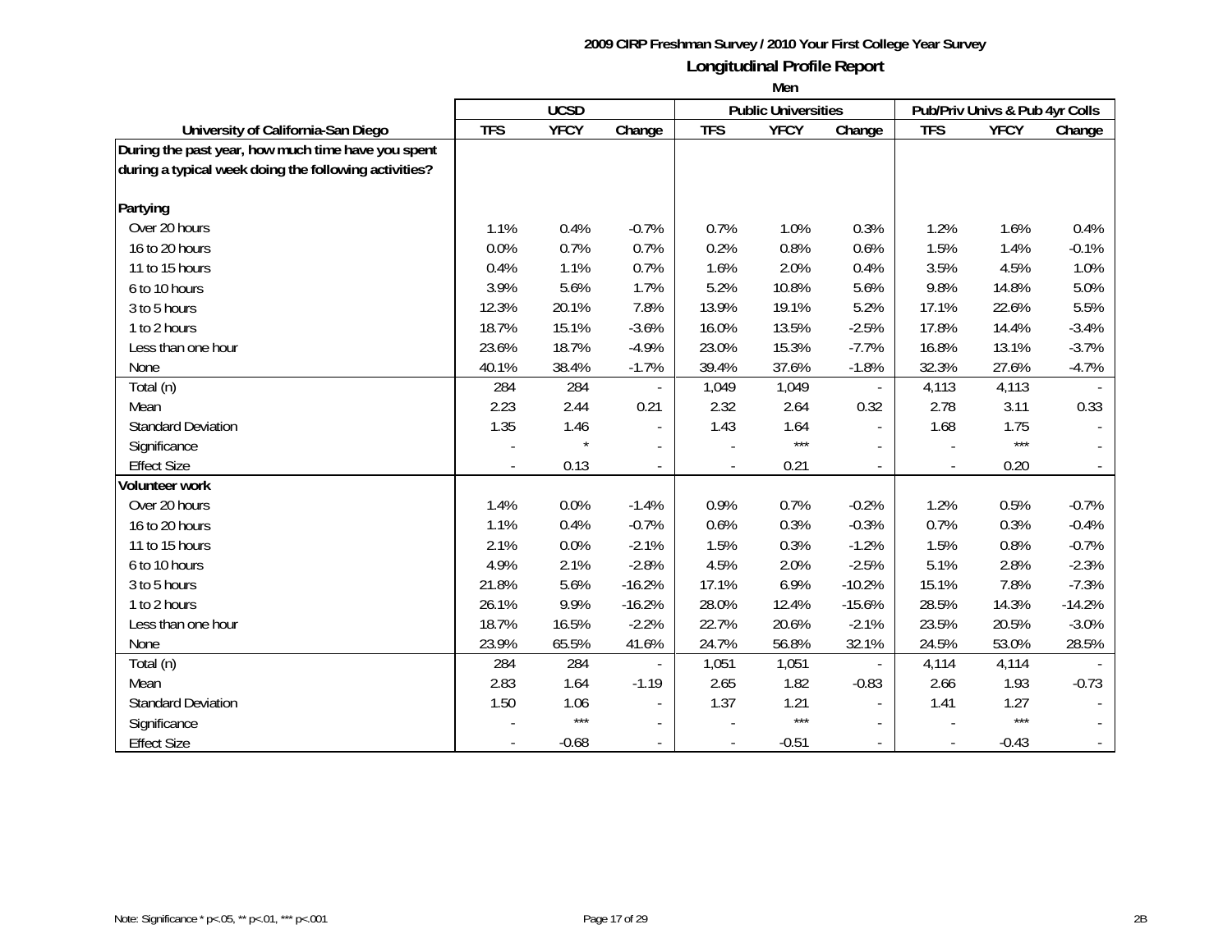**2009 CIRP Freshman Survey / 2010 Your First College Year Survey**

## Longitudinal Profile Report

**Men**

| University of California-San Diego | UCSD | | | Public Universities | | | Pub/Priv Univs & Pub 4yr Colls | | |
|---|---|---|---|---|---|---|---|---|---|
| | TFS | YFCY | Change | TFS | YFCY | Change | TFS | YFCY | Change |
| **During the past year, how much time have you spent during a typical week doing the following activities?** | | | | | | | | | |
| **Partying** | | | | | | | | | |
| Over 20 hours | 1.1% | 0.4% | -0.7% | 0.7% | 1.0% | 0.3% | 1.2% | 1.6% | 0.4% |
| 16 to 20 hours | 0.0% | 0.7% | 0.7% | 0.2% | 0.8% | 0.6% | 1.5% | 1.4% | -0.1% |
| 11 to 15 hours | 0.4% | 1.1% | 0.7% | 1.6% | 2.0% | 0.4% | 3.5% | 4.5% | 1.0% |
| 6 to 10 hours | 3.9% | 5.6% | 1.7% | 5.2% | 10.8% | 5.6% | 9.8% | 14.8% | 5.0% |
| 3 to 5 hours | 12.3% | 20.1% | 7.8% | 13.9% | 19.1% | 5.2% | 17.1% | 22.6% | 5.5% |
| 1 to 2 hours | 18.7% | 15.1% | -3.6% | 16.0% | 13.5% | -2.5% | 17.8% | 14.4% | -3.4% |
| Less than one hour | 23.6% | 18.7% | -4.9% | 23.0% | 15.3% | -7.7% | 16.8% | 13.1% | -3.7% |
| None | 40.1% | 38.4% | -1.7% | 39.4% | 37.6% | -1.8% | 32.3% | 27.6% | -4.7% |
| Total (n) | 284 | 284 | - | 1,049 | 1,049 | - | 4,113 | 4,113 | - |
| Mean | 2.23 | 2.44 | 0.21 | 2.32 | 2.64 | 0.32 | 2.78 | 3.11 | 0.33 |
| Standard Deviation | 1.35 | 1.46 | - | 1.43 | 1.64 | - | 1.68 | 1.75 | - |
| Significance | - | * | - | - | *** | - | - | *** | - |
| Effect Size | - | 0.13 | - | - | 0.21 | - | - | 0.20 | - |
| **Volunteer work** | | | | | | | | | |
| Over 20 hours | 1.4% | 0.0% | -1.4% | 0.9% | 0.7% | -0.2% | 1.2% | 0.5% | -0.7% |
| 16 to 20 hours | 1.1% | 0.4% | -0.7% | 0.6% | 0.3% | -0.3% | 0.7% | 0.3% | -0.4% |
| 11 to 15 hours | 2.1% | 0.0% | -2.1% | 1.5% | 0.3% | -1.2% | 1.5% | 0.8% | -0.7% |
| 6 to 10 hours | 4.9% | 2.1% | -2.8% | 4.5% | 2.0% | -2.5% | 5.1% | 2.8% | -2.3% |
| 3 to 5 hours | 21.8% | 5.6% | -16.2% | 17.1% | 6.9% | -10.2% | 15.1% | 7.8% | -7.3% |
| 1 to 2 hours | 26.1% | 9.9% | -16.2% | 28.0% | 12.4% | -15.6% | 28.5% | 14.3% | -14.2% |
| Less than one hour | 18.7% | 16.5% | -2.2% | 22.7% | 20.6% | -2.1% | 23.5% | 20.5% | -3.0% |
| None | 23.9% | 65.5% | 41.6% | 24.7% | 56.8% | 32.1% | 24.5% | 53.0% | 28.5% |
| Total (n) | 284 | 284 | - | 1,051 | 1,051 | - | 4,114 | 4,114 | - |
| Mean | 2.83 | 1.64 | -1.19 | 2.65 | 1.82 | -0.83 | 2.66 | 1.93 | -0.73 |
| Standard Deviation | 1.50 | 1.06 | - | 1.37 | 1.21 | - | 1.41 | 1.27 | - |
| Significance | - | *** | - | - | *** | - | - | *** | - |
| Effect Size | - | -0.68 | - | - | -0.51 | - | - | -0.43 | - |

Note: Significance * p<.05, ** p<.01, *** p<.001

2B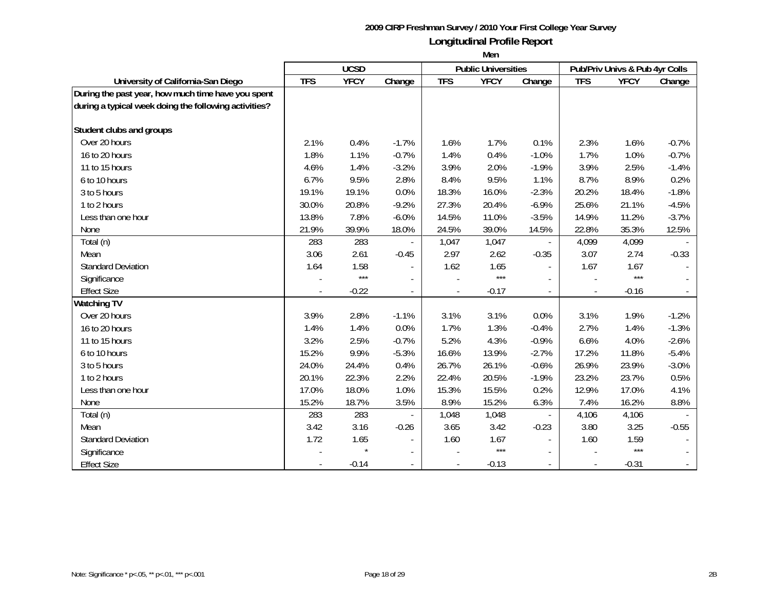# 2009 CIRP Freshman Survey / 2010 Your First College Year Survey

## Longitudinal Profile Report

### Men

| University of California-San Diego | UCSD | | | Public Universities | | | Pub/Priv Univs & Pub 4yr Colls | | |
|---|---|---|---|---|---|---|---|---|---|
| | TFS | YFCY | Change | TFS | YFCY | Change | TFS | YFCY | Change |
| **During the past year, how much time have you spent during a typical week doing the following activities?** | | | | | | | | | |
| **Student clubs and groups** | | | | | | | | | |
| Over 20 hours | 2.1% | 0.4% | -1.7% | 1.6% | 1.7% | 0.1% | 2.3% | 1.6% | -0.7% |
| 16 to 20 hours | 1.8% | 1.1% | -0.7% | 1.4% | 0.4% | -1.0% | 1.7% | 1.0% | -0.7% |
| 11 to 15 hours | 4.6% | 1.4% | -3.2% | 3.9% | 2.0% | -1.9% | 3.9% | 2.5% | -1.4% |
| 6 to 10 hours | 6.7% | 9.5% | 2.8% | 8.4% | 9.5% | 1.1% | 8.7% | 8.9% | 0.2% |
| 3 to 5 hours | 19.1% | 19.1% | 0.0% | 18.3% | 16.0% | -2.3% | 20.2% | 18.4% | -1.8% |
| 1 to 2 hours | 30.0% | 20.8% | -9.2% | 27.3% | 20.4% | -6.9% | 25.6% | 21.1% | -4.5% |
| Less than one hour | 13.8% | 7.8% | -6.0% | 14.5% | 11.0% | -3.5% | 14.9% | 11.2% | -3.7% |
| None | 21.9% | 39.9% | 18.0% | 24.5% | 39.0% | 14.5% | 22.8% | 35.3% | 12.5% |
| Total (n) | 283 | 283 | - | 1,047 | 1,047 | - | 4,099 | 4,099 | - |
| Mean | 3.06 | 2.61 | -0.45 | 2.97 | 2.62 | -0.35 | 3.07 | 2.74 | -0.33 |
| Standard Deviation | 1.64 | 1.58 | - | 1.62 | 1.65 | - | 1.67 | 1.67 | - |
| Significance | - | *** | - | - | *** | - | - | *** | - |
| Effect Size | - | -0.22 | - | - | -0.17 | - | - | -0.16 | - |
| **Watching TV** | | | | | | | | | |
| Over 20 hours | 3.9% | 2.8% | -1.1% | 3.1% | 3.1% | 0.0% | 3.1% | 1.9% | -1.2% |
| 16 to 20 hours | 1.4% | 1.4% | 0.0% | 1.7% | 1.3% | -0.4% | 2.7% | 1.4% | -1.3% |
| 11 to 15 hours | 3.2% | 2.5% | -0.7% | 5.2% | 4.3% | -0.9% | 6.6% | 4.0% | -2.6% |
| 6 to 10 hours | 15.2% | 9.9% | -5.3% | 16.6% | 13.9% | -2.7% | 17.2% | 11.8% | -5.4% |
| 3 to 5 hours | 24.0% | 24.4% | 0.4% | 26.7% | 26.1% | -0.6% | 26.9% | 23.9% | -3.0% |
| 1 to 2 hours | 20.1% | 22.3% | 2.2% | 22.4% | 20.5% | -1.9% | 23.2% | 23.7% | 0.5% |
| Less than one hour | 17.0% | 18.0% | 1.0% | 15.3% | 15.5% | 0.2% | 12.9% | 17.0% | 4.1% |
| None | 15.2% | 18.7% | 3.5% | 8.9% | 15.2% | 6.3% | 7.4% | 16.2% | 8.8% |
| Total (n) | 283 | 283 | - | 1,048 | 1,048 | - | 4,106 | 4,106 | - |
| Mean | 3.42 | 3.16 | -0.26 | 3.65 | 3.42 | -0.23 | 3.80 | 3.25 | -0.55 |
| Standard Deviation | 1.72 | 1.65 | - | 1.60 | 1.67 | - | 1.60 | 1.59 | - |
| Significance | - | * | - | - | *** | - | - | *** | - |
| Effect Size | - | -0.14 | - | - | -0.13 | - | - | -0.31 | - |

Note: Significance * p<.05, ** p<.01, *** p<.001

2B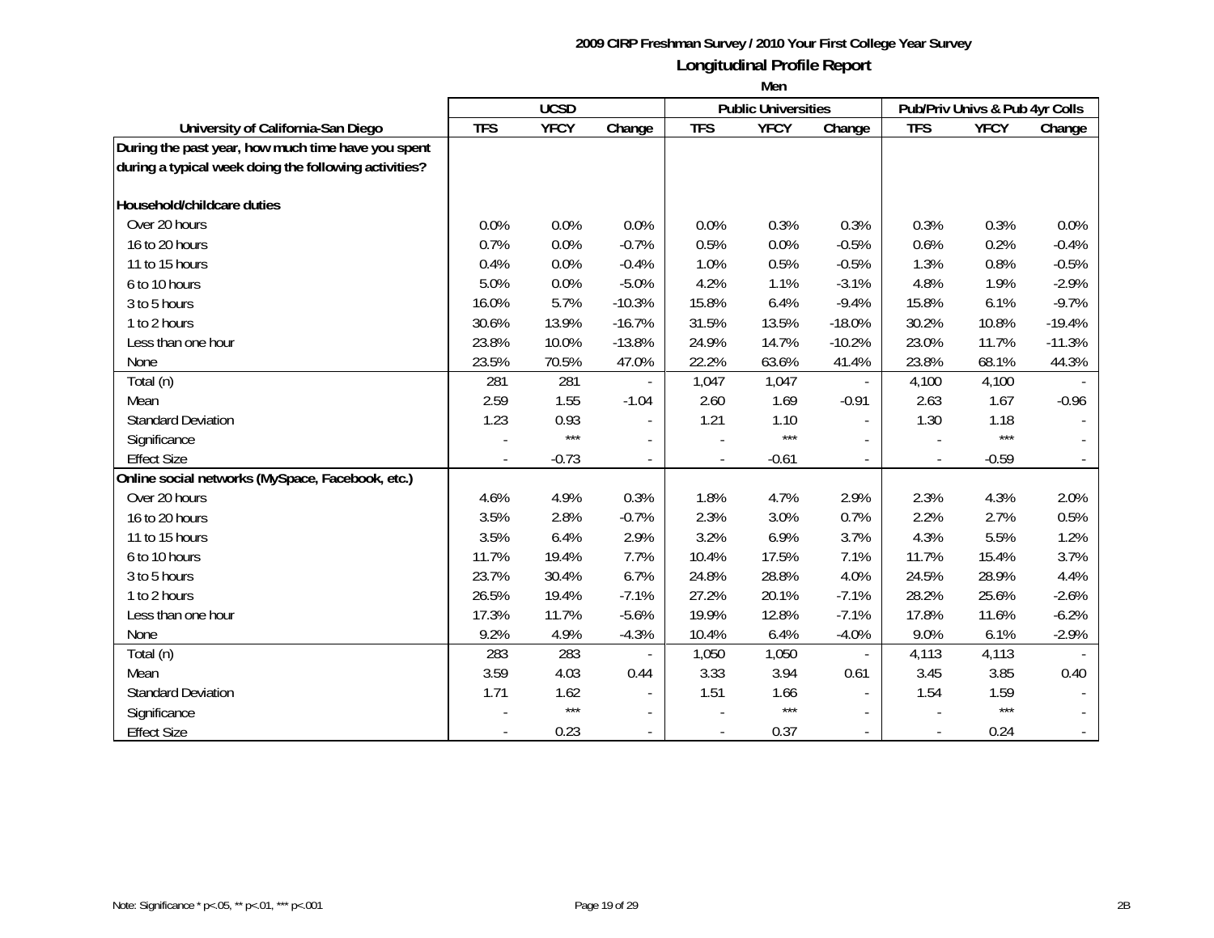**2009 CIRP Freshman Survey / 2010 Your First College Year Survey**

**Longitudinal Profile Report**

**Men**

| University of California-San Diego | UCSD | | | Public Universities | | | Pub/Priv Univs & Pub 4yr Colls | | |
|---|---|---|---|---|---|---|---|---|---|
| | TFS | YFCY | Change | TFS | YFCY | Change | TFS | YFCY | Change |
| **During the past year, how much time have you spent during a typical week doing the following activities?** | | | | | | | | | |
| **Household/childcare duties** | | | | | | | | | |
| Over 20 hours | 0.0% | 0.0% | 0.0% | 0.0% | 0.3% | 0.3% | 0.3% | 0.3% | 0.0% |
| 16 to 20 hours | 0.7% | 0.0% | -0.7% | 0.5% | 0.0% | -0.5% | 0.6% | 0.2% | -0.4% |
| 11 to 15 hours | 0.4% | 0.0% | -0.4% | 1.0% | 0.5% | -0.5% | 1.3% | 0.8% | -0.5% |
| 6 to 10 hours | 5.0% | 0.0% | -5.0% | 4.2% | 1.1% | -3.1% | 4.8% | 1.9% | -2.9% |
| 3 to 5 hours | 16.0% | 5.7% | -10.3% | 15.8% | 6.4% | -9.4% | 15.8% | 6.1% | -9.7% |
| 1 to 2 hours | 30.6% | 13.9% | -16.7% | 31.5% | 13.5% | -18.0% | 30.2% | 10.8% | -19.4% |
| Less than one hour | 23.8% | 10.0% | -13.8% | 24.9% | 14.7% | -10.2% | 23.0% | 11.7% | -11.3% |
| None | 23.5% | 70.5% | 47.0% | 22.2% | 63.6% | 41.4% | 23.8% | 68.1% | 44.3% |
| Total (n) | 281 | 281 | - | 1,047 | 1,047 | - | 4,100 | 4,100 | - |
| Mean | 2.59 | 1.55 | -1.04 | 2.60 | 1.69 | -0.91 | 2.63 | 1.67 | -0.96 |
| Standard Deviation | 1.23 | 0.93 | - | 1.21 | 1.10 | - | 1.30 | 1.18 | - |
| Significance | - | *** | - | - | *** | - | - | *** | - |
| Effect Size | - | -0.73 | - | - | -0.61 | - | - | -0.59 | - |
| **Online social networks (MySpace, Facebook, etc.)** | | | | | | | | | |
| Over 20 hours | 4.6% | 4.9% | 0.3% | 1.8% | 4.7% | 2.9% | 2.3% | 4.3% | 2.0% |
| 16 to 20 hours | 3.5% | 2.8% | -0.7% | 2.3% | 3.0% | 0.7% | 2.2% | 2.7% | 0.5% |
| 11 to 15 hours | 3.5% | 6.4% | 2.9% | 3.2% | 6.9% | 3.7% | 4.3% | 5.5% | 1.2% |
| 6 to 10 hours | 11.7% | 19.4% | 7.7% | 10.4% | 17.5% | 7.1% | 11.7% | 15.4% | 3.7% |
| 3 to 5 hours | 23.7% | 30.4% | 6.7% | 24.8% | 28.8% | 4.0% | 24.5% | 28.9% | 4.4% |
| 1 to 2 hours | 26.5% | 19.4% | -7.1% | 27.2% | 20.1% | -7.1% | 28.2% | 25.6% | -2.6% |
| Less than one hour | 17.3% | 11.7% | -5.6% | 19.9% | 12.8% | -7.1% | 17.8% | 11.6% | -6.2% |
| None | 9.2% | 4.9% | -4.3% | 10.4% | 6.4% | -4.0% | 9.0% | 6.1% | -2.9% |
| Total (n) | 283 | 283 | - | 1,050 | 1,050 | - | 4,113 | 4,113 | - |
| Mean | 3.59 | 4.03 | 0.44 | 3.33 | 3.94 | 0.61 | 3.45 | 3.85 | 0.40 |
| Standard Deviation | 1.71 | 1.62 | - | 1.51 | 1.66 | - | 1.54 | 1.59 | - |
| Significance | - | *** | - | - | *** | - | - | *** | - |
| Effect Size | - | 0.23 | - | - | 0.37 | - | - | 0.24 | - |

Note: Significance * p<.05, ** p<.01, *** p<.001

2B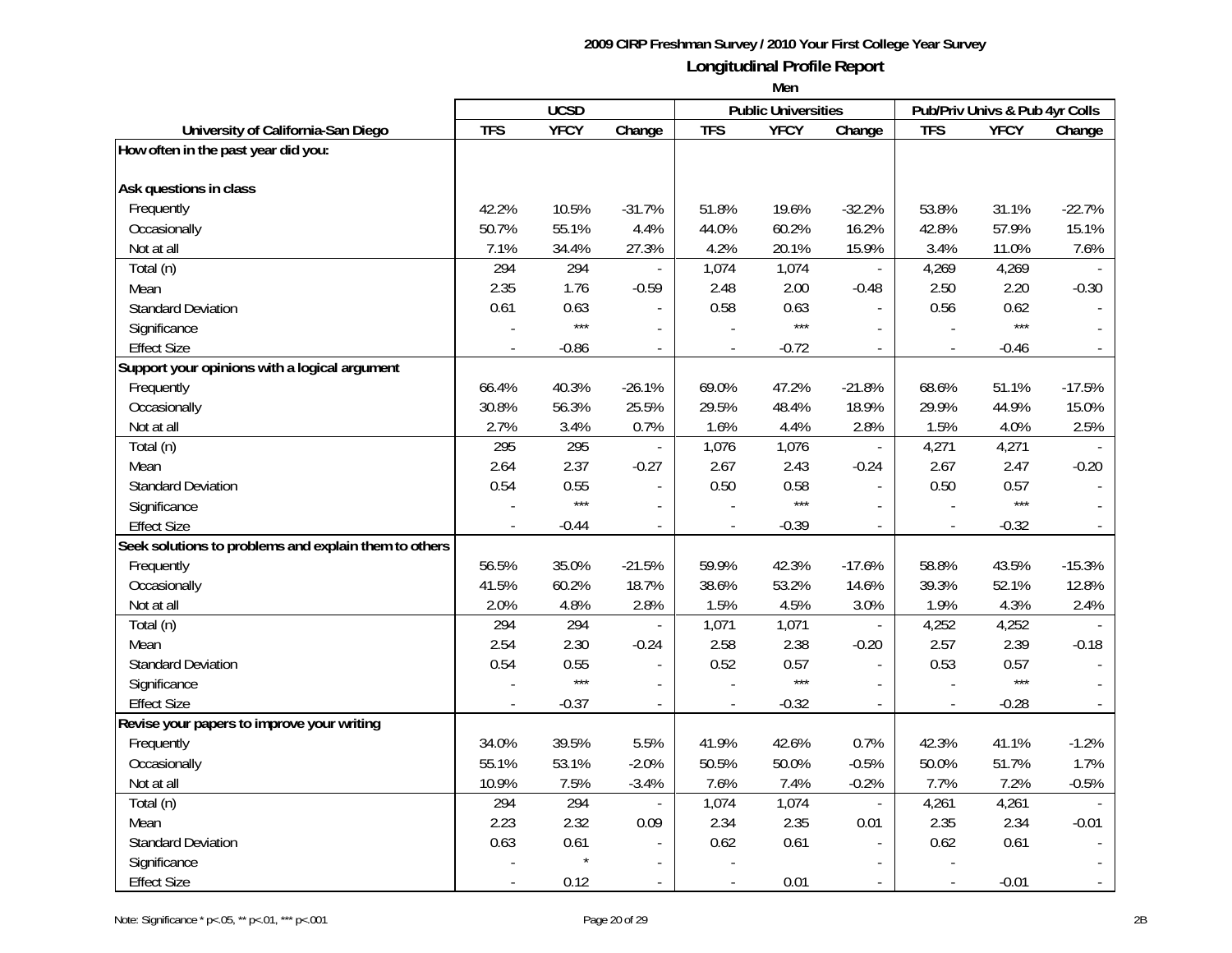# 2009 CIRP Freshman Survey / 2010 Your First College Year Survey

## Longitudinal Profile Report

### Men

| University of California-San Diego | UCSD | | | Public Universities | | | Pub/Priv Univs & Pub 4yr Colls | | |
|---|---|---|---|---|---|---|---|---|---|
| | TFS | YFCY | Change | TFS | YFCY | Change | TFS | YFCY | Change |
| **How often in the past year did you:** | | | | | | | | | |
| **Ask questions in class** | | | | | | | | | |
| Frequently | 42.2% | 10.5% | -31.7% | 51.8% | 19.6% | -32.2% | 53.8% | 31.1% | -22.7% |
| Occasionally | 50.7% | 55.1% | 4.4% | 44.0% | 60.2% | 16.2% | 42.8% | 57.9% | 15.1% |
| Not at all | 7.1% | 34.4% | 27.3% | 4.2% | 20.1% | 15.9% | 3.4% | 11.0% | 7.6% |
| Total (n) | 294 | 294 | - | 1,074 | 1,074 | - | 4,269 | 4,269 | - |
| Mean | 2.35 | 1.76 | -0.59 | 2.48 | 2.00 | -0.48 | 2.50 | 2.20 | -0.30 |
| Standard Deviation | 0.61 | 0.63 | - | 0.58 | 0.63 | - | 0.56 | 0.62 | - |
| Significance | - | *** | - | - | *** | - | - | *** | - |
| Effect Size | - | -0.86 | - | - | -0.72 | - | - | -0.46 | - |
| **Support your opinions with a logical argument** | | | | | | | | | |
| Frequently | 66.4% | 40.3% | -26.1% | 69.0% | 47.2% | -21.8% | 68.6% | 51.1% | -17.5% |
| Occasionally | 30.8% | 56.3% | 25.5% | 29.5% | 48.4% | 18.9% | 29.9% | 44.9% | 15.0% |
| Not at all | 2.7% | 3.4% | 0.7% | 1.6% | 4.4% | 2.8% | 1.5% | 4.0% | 2.5% |
| Total (n) | 295 | 295 | - | 1,076 | 1,076 | - | 4,271 | 4,271 | - |
| Mean | 2.64 | 2.37 | -0.27 | 2.67 | 2.43 | -0.24 | 2.67 | 2.47 | -0.20 |
| Standard Deviation | 0.54 | 0.55 | - | 0.50 | 0.58 | - | 0.50 | 0.57 | - |
| Significance | - | *** | - | - | *** | - | - | *** | - |
| Effect Size | - | -0.44 | - | - | -0.39 | - | - | -0.32 | - |
| **Seek solutions to problems and explain them to others** | | | | | | | | | |
| Frequently | 56.5% | 35.0% | -21.5% | 59.9% | 42.3% | -17.6% | 58.8% | 43.5% | -15.3% |
| Occasionally | 41.5% | 60.2% | 18.7% | 38.6% | 53.2% | 14.6% | 39.3% | 52.1% | 12.8% |
| Not at all | 2.0% | 4.8% | 2.8% | 1.5% | 4.5% | 3.0% | 1.9% | 4.3% | 2.4% |
| Total (n) | 294 | 294 | - | 1,071 | 1,071 | - | 4,252 | 4,252 | - |
| Mean | 2.54 | 2.30 | -0.24 | 2.58 | 2.38 | -0.20 | 2.57 | 2.39 | -0.18 |
| Standard Deviation | 0.54 | 0.55 | - | 0.52 | 0.57 | - | 0.53 | 0.57 | - |
| Significance | - | *** | - | - | *** | - | - | *** | - |
| Effect Size | - | -0.37 | - | - | -0.32 | - | - | -0.28 | - |
| **Revise your papers to improve your writing** | | | | | | | | | |
| Frequently | 34.0% | 39.5% | 5.5% | 41.9% | 42.6% | 0.7% | 42.3% | 41.1% | -1.2% |
| Occasionally | 55.1% | 53.1% | -2.0% | 50.5% | 50.0% | -0.5% | 50.0% | 51.7% | 1.7% |
| Not at all | 10.9% | 7.5% | -3.4% | 7.6% | 7.4% | -0.2% | 7.7% | 7.2% | -0.5% |
| Total (n) | 294 | 294 | - | 1,074 | 1,074 | - | 4,261 | 4,261 | - |
| Mean | 2.23 | 2.32 | 0.09 | 2.34 | 2.35 | 0.01 | 2.35 | 2.34 | -0.01 |
| Standard Deviation | 0.63 | 0.61 | - | 0.62 | 0.61 | - | 0.62 | 0.61 | - |
| Significance | - | * | - | - | | - | - | | - |
| Effect Size | - | 0.12 | - | - | 0.01 | - | - | -0.01 | - |

Note: Significance * p<.05, ** p<.01, *** p<.001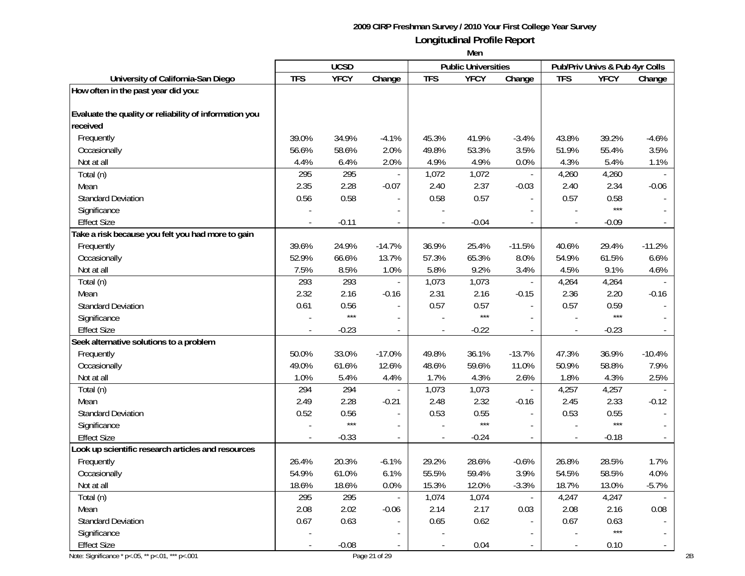**2009 CIRP Freshman Survey / 2010 Your First College Year Survey**

**Longitudinal Profile Report**

**Men**

| University of California-San Diego | UCSD | | | Public Universities | | | Pub/Priv Univs & Pub 4yr Colls | | |
|---|---|---|---|---|---|---|---|---|---|
| | TFS | YFCY | Change | TFS | YFCY | Change | TFS | YFCY | Change |
| **How often in the past year did you:** | | | | | | | | | |
| **Evaluate the quality or reliability of information you received** | | | | | | | | | |
| Frequently | 39.0% | 34.9% | -4.1% | 45.3% | 41.9% | -3.4% | 43.8% | 39.2% | -4.6% |
| Occasionally | 56.6% | 58.6% | 2.0% | 49.8% | 53.3% | 3.5% | 51.9% | 55.4% | 3.5% |
| Not at all | 4.4% | 6.4% | 2.0% | 4.9% | 4.9% | 0.0% | 4.3% | 5.4% | 1.1% |
| Total (n) | 295 | 295 | - | 1,072 | 1,072 | - | 4,260 | 4,260 | - |
| Mean | 2.35 | 2.28 | -0.07 | 2.40 | 2.37 | -0.03 | 2.40 | 2.34 | -0.06 |
| Standard Deviation | 0.56 | 0.58 | - | 0.58 | 0.57 | - | 0.57 | 0.58 | - |
| Significance | - | | - | - | | - | - | *** | - |
| Effect Size | - | -0.11 | - | - | -0.04 | - | - | -0.09 | - |
| **Take a risk because you felt you had more to gain** | | | | | | | | | |
| Frequently | 39.6% | 24.9% | -14.7% | 36.9% | 25.4% | -11.5% | 40.6% | 29.4% | -11.2% |
| Occasionally | 52.9% | 66.6% | 13.7% | 57.3% | 65.3% | 8.0% | 54.9% | 61.5% | 6.6% |
| Not at all | 7.5% | 8.5% | 1.0% | 5.8% | 9.2% | 3.4% | 4.5% | 9.1% | 4.6% |
| Total (n) | 293 | 293 | - | 1,073 | 1,073 | - | 4,264 | 4,264 | - |
| Mean | 2.32 | 2.16 | -0.16 | 2.31 | 2.16 | -0.15 | 2.36 | 2.20 | -0.16 |
| Standard Deviation | 0.61 | 0.56 | - | 0.57 | 0.57 | - | 0.57 | 0.59 | - |
| Significance | - | *** | - | - | *** | - | - | *** | - |
| Effect Size | - | -0.23 | - | - | -0.22 | - | - | -0.23 | - |
| **Seek alternative solutions to a problem** | | | | | | | | | |
| Frequently | 50.0% | 33.0% | -17.0% | 49.8% | 36.1% | -13.7% | 47.3% | 36.9% | -10.4% |
| Occasionally | 49.0% | 61.6% | 12.6% | 48.6% | 59.6% | 11.0% | 50.9% | 58.8% | 7.9% |
| Not at all | 1.0% | 5.4% | 4.4% | 1.7% | 4.3% | 2.6% | 1.8% | 4.3% | 2.5% |
| Total (n) | 294 | 294 | - | 1,073 | 1,073 | - | 4,257 | 4,257 | - |
| Mean | 2.49 | 2.28 | -0.21 | 2.48 | 2.32 | -0.16 | 2.45 | 2.33 | -0.12 |
| Standard Deviation | 0.52 | 0.56 | - | 0.53 | 0.55 | - | 0.53 | 0.55 | - |
| Significance | - | *** | - | - | *** | - | - | *** | - |
| Effect Size | - | -0.33 | - | - | -0.24 | - | - | -0.18 | - |
| **Look up scientific research articles and resources** | | | | | | | | | |
| Frequently | 26.4% | 20.3% | -6.1% | 29.2% | 28.6% | -0.6% | 26.8% | 28.5% | 1.7% |
| Occasionally | 54.9% | 61.0% | 6.1% | 55.5% | 59.4% | 3.9% | 54.5% | 58.5% | 4.0% |
| Not at all | 18.6% | 18.6% | 0.0% | 15.3% | 12.0% | -3.3% | 18.7% | 13.0% | -5.7% |
| Total (n) | 295 | 295 | - | 1,074 | 1,074 | - | 4,247 | 4,247 | - |
| Mean | 2.08 | 2.02 | -0.06 | 2.14 | 2.17 | 0.03 | 2.08 | 2.16 | 0.08 |
| Standard Deviation | 0.67 | 0.63 | - | 0.65 | 0.62 | - | 0.67 | 0.63 | - |
| Significance | - | | - | - | | - | - | *** | - |
| Effect Size | - | -0.08 | - | - | 0.04 | - | - | 0.10 | - |

Note: Significance * p<.05, ** p<.01, *** p<.001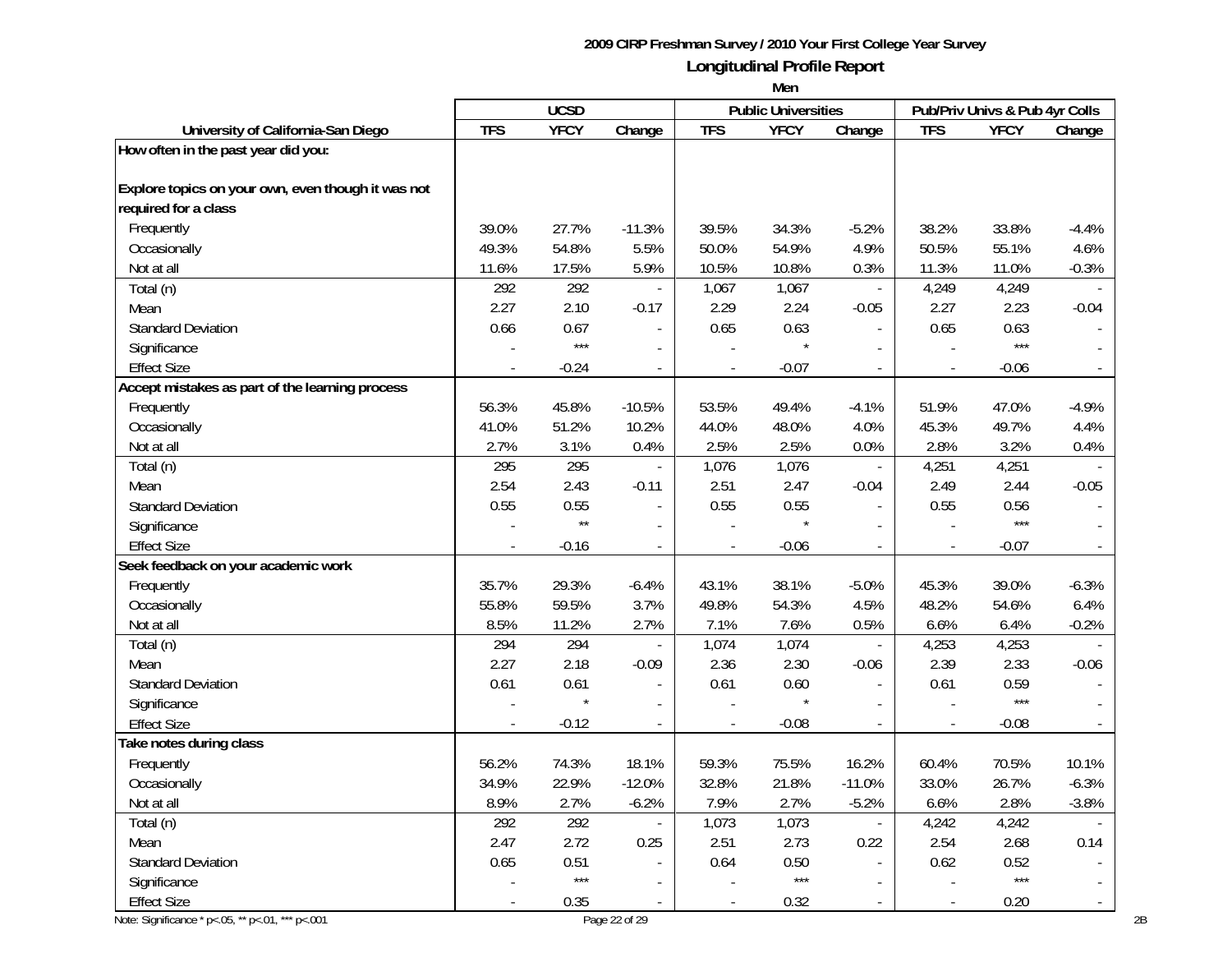**2009 CIRP Freshman Survey / 2010 Your First College Year Survey**

**Longitudinal Profile Report**

**Men**

| University of California-San Diego | UCSD | | | Public Universities | | | Pub/Priv Univs & Pub 4yr Colls | | |
|---|---|---|---|---|---|---|---|---|---|
| | TFS | YFCY | Change | TFS | YFCY | Change | TFS | YFCY | Change |
| **How often in the past year did you:** | | | | | | | | | |
| **Explore topics on your own, even though it was not required for a class** | | | | | | | | | |
| Frequently | 39.0% | 27.7% | -11.3% | 39.5% | 34.3% | -5.2% | 38.2% | 33.8% | -4.4% |
| Occasionally | 49.3% | 54.8% | 5.5% | 50.0% | 54.9% | 4.9% | 50.5% | 55.1% | 4.6% |
| Not at all | 11.6% | 17.5% | 5.9% | 10.5% | 10.8% | 0.3% | 11.3% | 11.0% | -0.3% |
| Total (n) | 292 | 292 | - | 1,067 | 1,067 | - | 4,249 | 4,249 | - |
| Mean | 2.27 | 2.10 | -0.17 | 2.29 | 2.24 | -0.05 | 2.27 | 2.23 | -0.04 |
| Standard Deviation | 0.66 | 0.67 | - | 0.65 | 0.63 | - | 0.65 | 0.63 | - |
| Significance | - | *** | - | - | * | - | - | *** | - |
| Effect Size | - | -0.24 | - | - | -0.07 | - | - | -0.06 | - |
| **Accept mistakes as part of the learning process** | | | | | | | | | |
| Frequently | 56.3% | 45.8% | -10.5% | 53.5% | 49.4% | -4.1% | 51.9% | 47.0% | -4.9% |
| Occasionally | 41.0% | 51.2% | 10.2% | 44.0% | 48.0% | 4.0% | 45.3% | 49.7% | 4.4% |
| Not at all | 2.7% | 3.1% | 0.4% | 2.5% | 2.5% | 0.0% | 2.8% | 3.2% | 0.4% |
| Total (n) | 295 | 295 | - | 1,076 | 1,076 | - | 4,251 | 4,251 | - |
| Mean | 2.54 | 2.43 | -0.11 | 2.51 | 2.47 | -0.04 | 2.49 | 2.44 | -0.05 |
| Standard Deviation | 0.55 | 0.55 | - | 0.55 | 0.55 | - | 0.55 | 0.56 | - |
| Significance | - | ** | - | - | * | - | - | *** | - |
| Effect Size | - | -0.16 | - | - | -0.06 | - | - | -0.07 | - |
| **Seek feedback on your academic work** | | | | | | | | | |
| Frequently | 35.7% | 29.3% | -6.4% | 43.1% | 38.1% | -5.0% | 45.3% | 39.0% | -6.3% |
| Occasionally | 55.8% | 59.5% | 3.7% | 49.8% | 54.3% | 4.5% | 48.2% | 54.6% | 6.4% |
| Not at all | 8.5% | 11.2% | 2.7% | 7.1% | 7.6% | 0.5% | 6.6% | 6.4% | -0.2% |
| Total (n) | 294 | 294 | - | 1,074 | 1,074 | - | 4,253 | 4,253 | - |
| Mean | 2.27 | 2.18 | -0.09 | 2.36 | 2.30 | -0.06 | 2.39 | 2.33 | -0.06 |
| Standard Deviation | 0.61 | 0.61 | - | 0.61 | 0.60 | - | 0.61 | 0.59 | - |
| Significance | - | * | - | - | * | - | - | *** | - |
| Effect Size | - | -0.12 | - | - | -0.08 | - | - | -0.08 | - |
| **Take notes during class** | | | | | | | | | |
| Frequently | 56.2% | 74.3% | 18.1% | 59.3% | 75.5% | 16.2% | 60.4% | 70.5% | 10.1% |
| Occasionally | 34.9% | 22.9% | -12.0% | 32.8% | 21.8% | -11.0% | 33.0% | 26.7% | -6.3% |
| Not at all | 8.9% | 2.7% | -6.2% | 7.9% | 2.7% | -5.2% | 6.6% | 2.8% | -3.8% |
| Total (n) | 292 | 292 | - | 1,073 | 1,073 | - | 4,242 | 4,242 | - |
| Mean | 2.47 | 2.72 | 0.25 | 2.51 | 2.73 | 0.22 | 2.54 | 2.68 | 0.14 |
| Standard Deviation | 0.65 | 0.51 | - | 0.64 | 0.50 | - | 0.62 | 0.52 | - |
| Significance | - | *** | - | - | *** | - | - | *** | - |
| Effect Size | - | 0.35 | - | - | 0.32 | - | - | 0.20 | - |

Note: Significance * p<.05, ** p<.01, *** p<.001

2B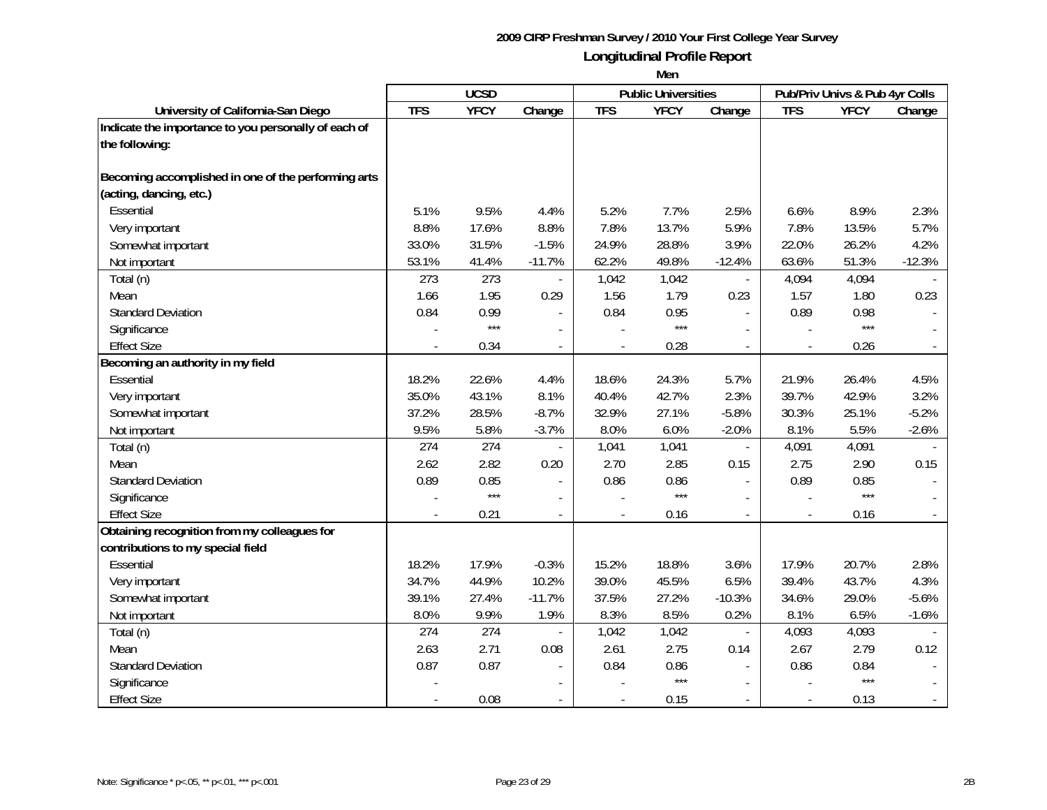**2009 CIRP Freshman Survey / 2010 Your First College Year Survey**

**Longitudinal Profile Report**

**Men**

| | UCSD | | | Public Universities | | | Pub/Priv Univs & Pub 4yr Colls | | |
|---|---|---|---|---|---|---|---|---|---|
| **University of California-San Diego** | **TFS** | **YFCY** | **Change** | **TFS** | **YFCY** | **Change** | **TFS** | **YFCY** | **Change** |
| **Indicate the importance to you personally of each of the following:** | | | | | | | | | |
| **Becoming accomplished in one of the performing arts (acting, dancing, etc.)** | | | | | | | | | |
| Essential | 5.1% | 9.5% | 4.4% | 5.2% | 7.7% | 2.5% | 6.6% | 8.9% | 2.3% |
| Very important | 8.8% | 17.6% | 8.8% | 7.8% | 13.7% | 5.9% | 7.8% | 13.5% | 5.7% |
| Somewhat important | 33.0% | 31.5% | -1.5% | 24.9% | 28.8% | 3.9% | 22.0% | 26.2% | 4.2% |
| Not important | 53.1% | 41.4% | -11.7% | 62.2% | 49.8% | -12.4% | 63.6% | 51.3% | -12.3% |
| Total (n) | 273 | 273 | - | 1,042 | 1,042 | - | 4,094 | 4,094 | - |
| Mean | 1.66 | 1.95 | 0.29 | 1.56 | 1.79 | 0.23 | 1.57 | 1.80 | 0.23 |
| Standard Deviation | 0.84 | 0.99 | - | 0.84 | 0.95 | - | 0.89 | 0.98 | - |
| Significance | - | *** | - | - | *** | - | - | *** | - |
| Effect Size | - | 0.34 | - | - | 0.28 | - | - | 0.26 | - |
| **Becoming an authority in my field** | | | | | | | | | |
| Essential | 18.2% | 22.6% | 4.4% | 18.6% | 24.3% | 5.7% | 21.9% | 26.4% | 4.5% |
| Very important | 35.0% | 43.1% | 8.1% | 40.4% | 42.7% | 2.3% | 39.7% | 42.9% | 3.2% |
| Somewhat important | 37.2% | 28.5% | -8.7% | 32.9% | 27.1% | -5.8% | 30.3% | 25.1% | -5.2% |
| Not important | 9.5% | 5.8% | -3.7% | 8.0% | 6.0% | -2.0% | 8.1% | 5.5% | -2.6% |
| Total (n) | 274 | 274 | - | 1,041 | 1,041 | - | 4,091 | 4,091 | - |
| Mean | 2.62 | 2.82 | 0.20 | 2.70 | 2.85 | 0.15 | 2.75 | 2.90 | 0.15 |
| Standard Deviation | 0.89 | 0.85 | - | 0.86 | 0.86 | - | 0.89 | 0.85 | - |
| Significance | - | *** | - | - | *** | - | - | *** | - |
| Effect Size | - | 0.21 | - | - | 0.16 | - | - | 0.16 | - |
| **Obtaining recognition from my colleagues for contributions to my special field** | | | | | | | | | |
| Essential | 18.2% | 17.9% | -0.3% | 15.2% | 18.8% | 3.6% | 17.9% | 20.7% | 2.8% |
| Very important | 34.7% | 44.9% | 10.2% | 39.0% | 45.5% | 6.5% | 39.4% | 43.7% | 4.3% |
| Somewhat important | 39.1% | 27.4% | -11.7% | 37.5% | 27.2% | -10.3% | 34.6% | 29.0% | -5.6% |
| Not important | 8.0% | 9.9% | 1.9% | 8.3% | 8.5% | 0.2% | 8.1% | 6.5% | -1.6% |
| Total (n) | 274 | 274 | - | 1,042 | 1,042 | - | 4,093 | 4,093 | - |
| Mean | 2.63 | 2.71 | 0.08 | 2.61 | 2.75 | 0.14 | 2.67 | 2.79 | 0.12 |
| Standard Deviation | 0.87 | 0.87 | - | 0.84 | 0.86 | - | 0.86 | 0.84 | - |
| Significance | - | | - | - | *** | - | - | *** | - |
| Effect Size | - | 0.08 | - | - | 0.15 | - | - | 0.13 | - |

Note: Significance * p<.05, ** p<.01, *** p<.001

2B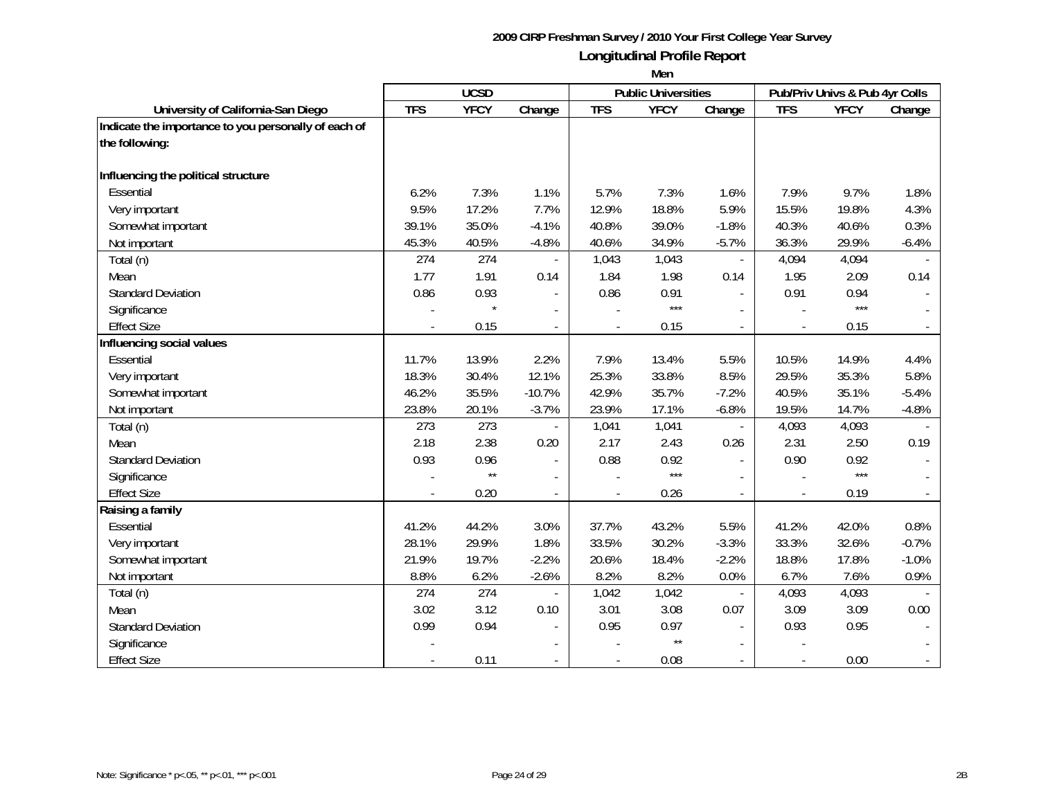**2009 CIRP Freshman Survey / 2010 Your First College Year Survey**

**Longitudinal Profile Report**

**Men**

| University of California-San Diego | UCSD | | | Public Universities | | | Pub/Priv Univs & Pub 4yr Colls | | |
|---|---|---|---|---|---|---|---|---|---|
| | TFS | YFCY | Change | TFS | YFCY | Change | TFS | YFCY | Change |
| **Indicate the importance to you personally of each of the following:** | | | | | | | | | |
| **Influencing the political structure** | | | | | | | | | |
| Essential | 6.2% | 7.3% | 1.1% | 5.7% | 7.3% | 1.6% | 7.9% | 9.7% | 1.8% |
| Very important | 9.5% | 17.2% | 7.7% | 12.9% | 18.8% | 5.9% | 15.5% | 19.8% | 4.3% |
| Somewhat important | 39.1% | 35.0% | -4.1% | 40.8% | 39.0% | -1.8% | 40.3% | 40.6% | 0.3% |
| Not important | 45.3% | 40.5% | -4.8% | 40.6% | 34.9% | -5.7% | 36.3% | 29.9% | -6.4% |
| Total (n) | 274 | 274 | - | 1,043 | 1,043 | - | 4,094 | 4,094 | - |
| Mean | 1.77 | 1.91 | 0.14 | 1.84 | 1.98 | 0.14 | 1.95 | 2.09 | 0.14 |
| Standard Deviation | 0.86 | 0.93 | - | 0.86 | 0.91 | - | 0.91 | 0.94 | - |
| Significance | - | * | - | - | *** | - | - | *** | - |
| Effect Size | - | 0.15 | - | - | 0.15 | - | - | 0.15 | - |
| **Influencing social values** | | | | | | | | | |
| Essential | 11.7% | 13.9% | 2.2% | 7.9% | 13.4% | 5.5% | 10.5% | 14.9% | 4.4% |
| Very important | 18.3% | 30.4% | 12.1% | 25.3% | 33.8% | 8.5% | 29.5% | 35.3% | 5.8% |
| Somewhat important | 46.2% | 35.5% | -10.7% | 42.9% | 35.7% | -7.2% | 40.5% | 35.1% | -5.4% |
| Not important | 23.8% | 20.1% | -3.7% | 23.9% | 17.1% | -6.8% | 19.5% | 14.7% | -4.8% |
| Total (n) | 273 | 273 | - | 1,041 | 1,041 | - | 4,093 | 4,093 | - |
| Mean | 2.18 | 2.38 | 0.20 | 2.17 | 2.43 | 0.26 | 2.31 | 2.50 | 0.19 |
| Standard Deviation | 0.93 | 0.96 | - | 0.88 | 0.92 | - | 0.90 | 0.92 | - |
| Significance | - | ** | - | - | *** | - | - | *** | - |
| Effect Size | - | 0.20 | - | - | 0.26 | - | - | 0.19 | - |
| **Raising a family** | | | | | | | | | |
| Essential | 41.2% | 44.2% | 3.0% | 37.7% | 43.2% | 5.5% | 41.2% | 42.0% | 0.8% |
| Very important | 28.1% | 29.9% | 1.8% | 33.5% | 30.2% | -3.3% | 33.3% | 32.6% | -0.7% |
| Somewhat important | 21.9% | 19.7% | -2.2% | 20.6% | 18.4% | -2.2% | 18.8% | 17.8% | -1.0% |
| Not important | 8.8% | 6.2% | -2.6% | 8.2% | 8.2% | 0.0% | 6.7% | 7.6% | 0.9% |
| Total (n) | 274 | 274 | - | 1,042 | 1,042 | - | 4,093 | 4,093 | - |
| Mean | 3.02 | 3.12 | 0.10 | 3.01 | 3.08 | 0.07 | 3.09 | 3.09 | 0.00 |
| Standard Deviation | 0.99 | 0.94 | - | 0.95 | 0.97 | - | 0.93 | 0.95 | - |
| Significance | - | | - | - | ** | - | - | | - |
| Effect Size | - | 0.11 | - | - | 0.08 | - | - | 0.00 | - |

Note: Significance * p<.05, ** p<.01, *** p<.001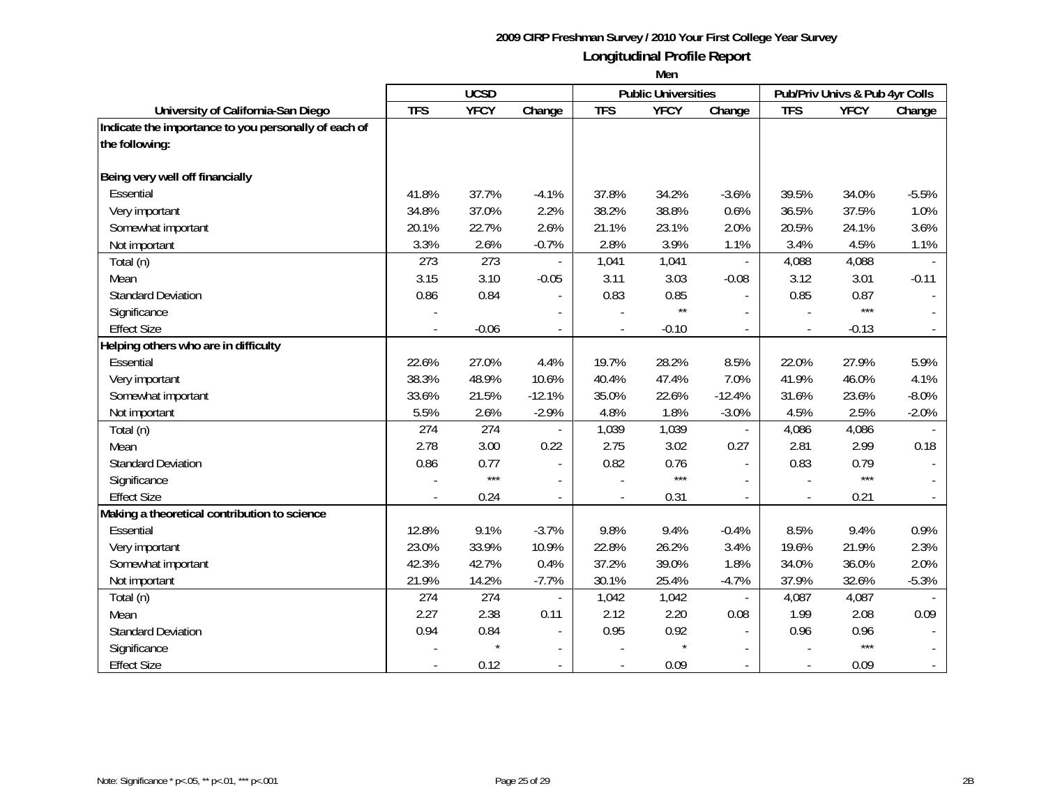**2009 CIRP Freshman Survey / 2010 Your First College Year Survey**

## Longitudinal Profile Report

**Men**

| University of California-San Diego | UCSD | | | Public Universities | | | Pub/Priv Univs & Pub 4yr Colls | | |
|---|---|---|---|---|---|---|---|---|---|
| | TFS | YFCY | Change | TFS | YFCY | Change | TFS | YFCY | Change |
| **Indicate the importance to you personally of each of the following:** | | | | | | | | | |
| **Being very well off financially** | | | | | | | | | |
| Essential | 41.8% | 37.7% | -4.1% | 37.8% | 34.2% | -3.6% | 39.5% | 34.0% | -5.5% |
| Very important | 34.8% | 37.0% | 2.2% | 38.2% | 38.8% | 0.6% | 36.5% | 37.5% | 1.0% |
| Somewhat important | 20.1% | 22.7% | 2.6% | 21.1% | 23.1% | 2.0% | 20.5% | 24.1% | 3.6% |
| Not important | 3.3% | 2.6% | -0.7% | 2.8% | 3.9% | 1.1% | 3.4% | 4.5% | 1.1% |
| Total (n) | 273 | 273 | - | 1,041 | 1,041 | - | 4,088 | 4,088 | - |
| Mean | 3.15 | 3.10 | -0.05 | 3.11 | 3.03 | -0.08 | 3.12 | 3.01 | -0.11 |
| Standard Deviation | 0.86 | 0.84 | - | 0.83 | 0.85 | - | 0.85 | 0.87 | - |
| Significance | - | | - | - | ** | - | - | *** | - |
| Effect Size | - | -0.06 | - | - | -0.10 | - | - | -0.13 | - |
| **Helping others who are in difficulty** | | | | | | | | | |
| Essential | 22.6% | 27.0% | 4.4% | 19.7% | 28.2% | 8.5% | 22.0% | 27.9% | 5.9% |
| Very important | 38.3% | 48.9% | 10.6% | 40.4% | 47.4% | 7.0% | 41.9% | 46.0% | 4.1% |
| Somewhat important | 33.6% | 21.5% | -12.1% | 35.0% | 22.6% | -12.4% | 31.6% | 23.6% | -8.0% |
| Not important | 5.5% | 2.6% | -2.9% | 4.8% | 1.8% | -3.0% | 4.5% | 2.5% | -2.0% |
| Total (n) | 274 | 274 | - | 1,039 | 1,039 | - | 4,086 | 4,086 | - |
| Mean | 2.78 | 3.00 | 0.22 | 2.75 | 3.02 | 0.27 | 2.81 | 2.99 | 0.18 |
| Standard Deviation | 0.86 | 0.77 | - | 0.82 | 0.76 | - | 0.83 | 0.79 | - |
| Significance | - | *** | - | - | *** | - | - | *** | - |
| Effect Size | - | 0.24 | - | - | 0.31 | - | - | 0.21 | - |
| **Making a theoretical contribution to science** | | | | | | | | | |
| Essential | 12.8% | 9.1% | -3.7% | 9.8% | 9.4% | -0.4% | 8.5% | 9.4% | 0.9% |
| Very important | 23.0% | 33.9% | 10.9% | 22.8% | 26.2% | 3.4% | 19.6% | 21.9% | 2.3% |
| Somewhat important | 42.3% | 42.7% | 0.4% | 37.2% | 39.0% | 1.8% | 34.0% | 36.0% | 2.0% |
| Not important | 21.9% | 14.2% | -7.7% | 30.1% | 25.4% | -4.7% | 37.9% | 32.6% | -5.3% |
| Total (n) | 274 | 274 | - | 1,042 | 1,042 | - | 4,087 | 4,087 | - |
| Mean | 2.27 | 2.38 | 0.11 | 2.12 | 2.20 | 0.08 | 1.99 | 2.08 | 0.09 |
| Standard Deviation | 0.94 | 0.84 | - | 0.95 | 0.92 | - | 0.96 | 0.96 | - |
| Significance | - | * | - | - | * | - | - | *** | - |
| Effect Size | - | 0.12 | - | - | 0.09 | - | - | 0.09 | - |

Note: Significance * p<.05, ** p<.01, *** p<.001

2B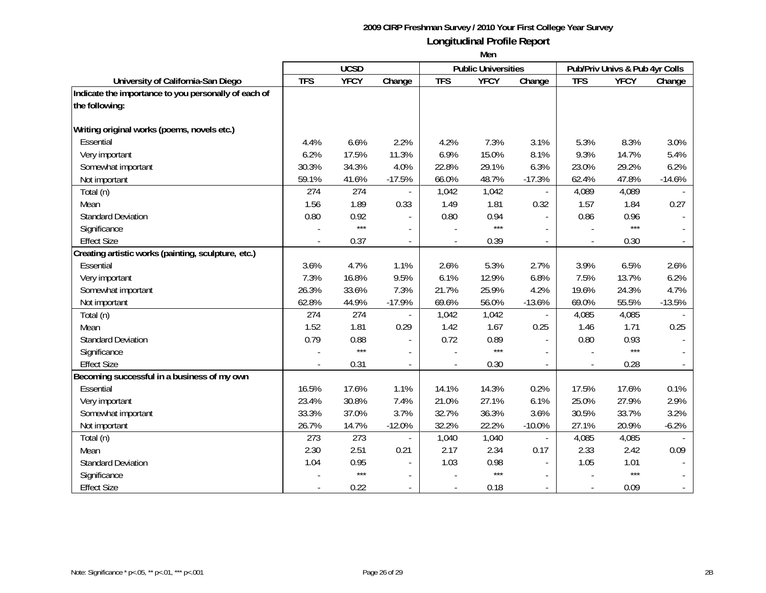**2009 CIRP Freshman Survey / 2010 Your First College Year Survey**

## Longitudinal Profile Report

**Men**

| University of California-San Diego | UCSD | | | Public Universities | | | Pub/Priv Univs & Pub 4yr Colls | | |
|---|---|---|---|---|---|---|---|---|---|
| | TFS | YFCY | Change | TFS | YFCY | Change | TFS | YFCY | Change |
| **Indicate the importance to you personally of each of the following:** | | | | | | | | | |
| **Writing original works (poems, novels etc.)** | | | | | | | | | |
| Essential | 4.4% | 6.6% | 2.2% | 4.2% | 7.3% | 3.1% | 5.3% | 8.3% | 3.0% |
| Very important | 6.2% | 17.5% | 11.3% | 6.9% | 15.0% | 8.1% | 9.3% | 14.7% | 5.4% |
| Somewhat important | 30.3% | 34.3% | 4.0% | 22.8% | 29.1% | 6.3% | 23.0% | 29.2% | 6.2% |
| Not important | 59.1% | 41.6% | -17.5% | 66.0% | 48.7% | -17.3% | 62.4% | 47.8% | -14.6% |
| Total (n) | 274 | 274 | - | 1,042 | 1,042 | - | 4,089 | 4,089 | - |
| Mean | 1.56 | 1.89 | 0.33 | 1.49 | 1.81 | 0.32 | 1.57 | 1.84 | 0.27 |
| Standard Deviation | 0.80 | 0.92 | - | 0.80 | 0.94 | - | 0.86 | 0.96 | - |
| Significance | - | *** | - | - | *** | - | - | *** | - |
| Effect Size | - | 0.37 | - | - | 0.39 | - | - | 0.30 | - |
| **Creating artistic works (painting, sculpture, etc.)** | | | | | | | | | |
| Essential | 3.6% | 4.7% | 1.1% | 2.6% | 5.3% | 2.7% | 3.9% | 6.5% | 2.6% |
| Very important | 7.3% | 16.8% | 9.5% | 6.1% | 12.9% | 6.8% | 7.5% | 13.7% | 6.2% |
| Somewhat important | 26.3% | 33.6% | 7.3% | 21.7% | 25.9% | 4.2% | 19.6% | 24.3% | 4.7% |
| Not important | 62.8% | 44.9% | -17.9% | 69.6% | 56.0% | -13.6% | 69.0% | 55.5% | -13.5% |
| Total (n) | 274 | 274 | - | 1,042 | 1,042 | - | 4,085 | 4,085 | - |
| Mean | 1.52 | 1.81 | 0.29 | 1.42 | 1.67 | 0.25 | 1.46 | 1.71 | 0.25 |
| Standard Deviation | 0.79 | 0.88 | - | 0.72 | 0.89 | - | 0.80 | 0.93 | - |
| Significance | - | *** | - | - | *** | - | - | *** | - |
| Effect Size | - | 0.31 | - | - | 0.30 | - | - | 0.28 | - |
| **Becoming successful in a business of my own** | | | | | | | | | |
| Essential | 16.5% | 17.6% | 1.1% | 14.1% | 14.3% | 0.2% | 17.5% | 17.6% | 0.1% |
| Very important | 23.4% | 30.8% | 7.4% | 21.0% | 27.1% | 6.1% | 25.0% | 27.9% | 2.9% |
| Somewhat important | 33.3% | 37.0% | 3.7% | 32.7% | 36.3% | 3.6% | 30.5% | 33.7% | 3.2% |
| Not important | 26.7% | 14.7% | -12.0% | 32.2% | 22.2% | -10.0% | 27.1% | 20.9% | -6.2% |
| Total (n) | 273 | 273 | - | 1,040 | 1,040 | - | 4,085 | 4,085 | - |
| Mean | 2.30 | 2.51 | 0.21 | 2.17 | 2.34 | 0.17 | 2.33 | 2.42 | 0.09 |
| Standard Deviation | 1.04 | 0.95 | - | 1.03 | 0.98 | - | 1.05 | 1.01 | - |
| Significance | - | *** | - | - | *** | - | - | *** | - |
| Effect Size | - | 0.22 | - | - | 0.18 | - | - | 0.09 | - |

Note: Significance * p<.05, ** p<.01, *** p<.001

2B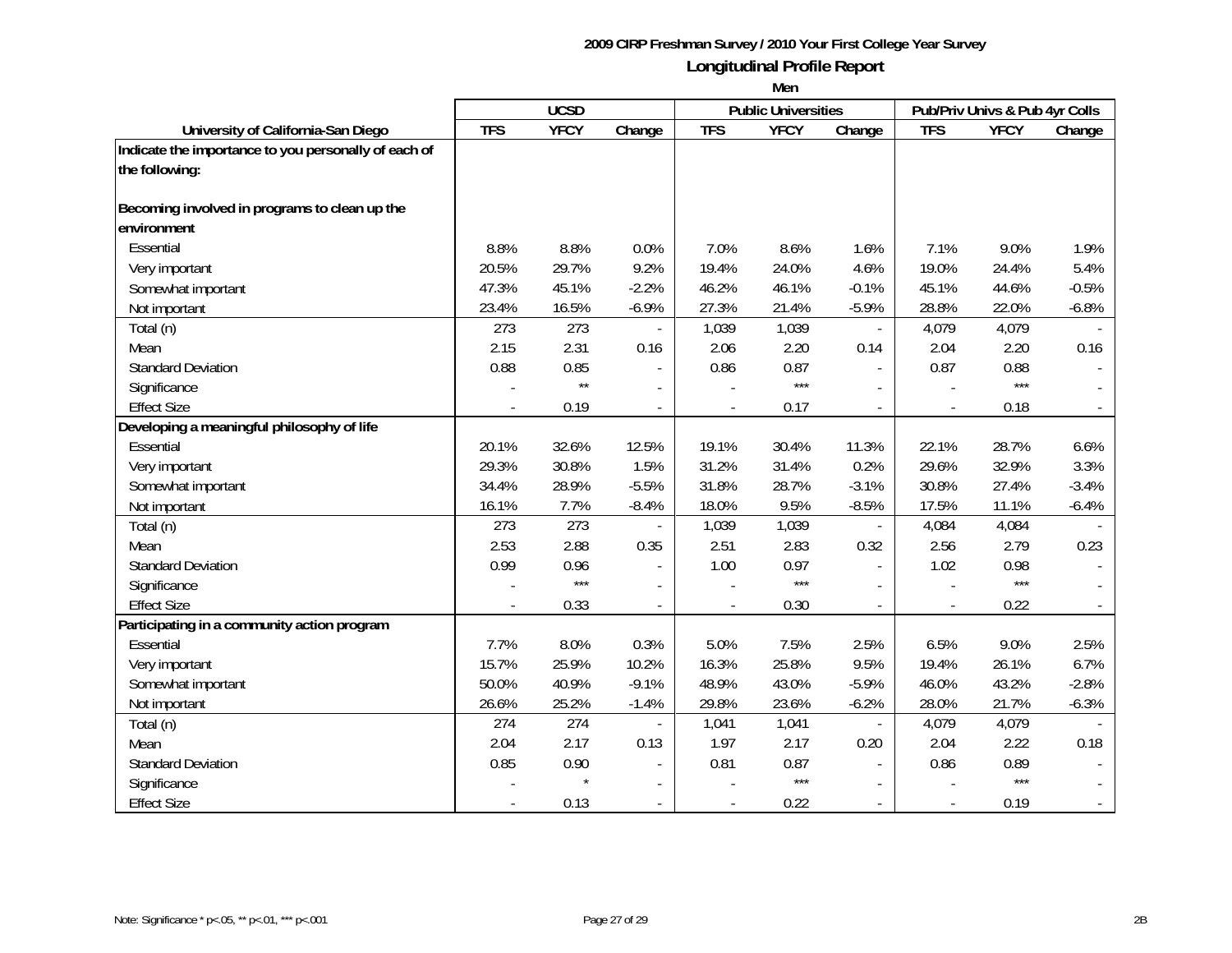# 2009 CIRP Freshman Survey / 2010 Your First College Year Survey

## Longitudinal Profile Report

### Men

| University of California-San Diego | UCSD | | | Public Universities | | | Pub/Priv Univs & Pub 4yr Colls | | |
|---|---|---|---|---|---|---|---|---|---|
| | TFS | YFCY | Change | TFS | YFCY | Change | TFS | YFCY | Change |
| **Indicate the importance to you personally of each of the following:** | | | | | | | | | |
| **Becoming involved in programs to clean up the environment** | | | | | | | | | |
| Essential | 8.8% | 8.8% | 0.0% | 7.0% | 8.6% | 1.6% | 7.1% | 9.0% | 1.9% |
| Very important | 20.5% | 29.7% | 9.2% | 19.4% | 24.0% | 4.6% | 19.0% | 24.4% | 5.4% |
| Somewhat important | 47.3% | 45.1% | -2.2% | 46.2% | 46.1% | -0.1% | 45.1% | 44.6% | -0.5% |
| Not important | 23.4% | 16.5% | -6.9% | 27.3% | 21.4% | -5.9% | 28.8% | 22.0% | -6.8% |
| Total (n) | 273 | 273 | - | 1,039 | 1,039 | - | 4,079 | 4,079 | - |
| Mean | 2.15 | 2.31 | 0.16 | 2.06 | 2.20 | 0.14 | 2.04 | 2.20 | 0.16 |
| Standard Deviation | 0.88 | 0.85 | - | 0.86 | 0.87 | - | 0.87 | 0.88 | - |
| Significance | - | ** | - | - | *** | - | - | *** | - |
| Effect Size | - | 0.19 | - | - | 0.17 | - | - | 0.18 | - |
| **Developing a meaningful philosophy of life** | | | | | | | | | |
| Essential | 20.1% | 32.6% | 12.5% | 19.1% | 30.4% | 11.3% | 22.1% | 28.7% | 6.6% |
| Very important | 29.3% | 30.8% | 1.5% | 31.2% | 31.4% | 0.2% | 29.6% | 32.9% | 3.3% |
| Somewhat important | 34.4% | 28.9% | -5.5% | 31.8% | 28.7% | -3.1% | 30.8% | 27.4% | -3.4% |
| Not important | 16.1% | 7.7% | -8.4% | 18.0% | 9.5% | -8.5% | 17.5% | 11.1% | -6.4% |
| Total (n) | 273 | 273 | - | 1,039 | 1,039 | - | 4,084 | 4,084 | - |
| Mean | 2.53 | 2.88 | 0.35 | 2.51 | 2.83 | 0.32 | 2.56 | 2.79 | 0.23 |
| Standard Deviation | 0.99 | 0.96 | - | 1.00 | 0.97 | - | 1.02 | 0.98 | - |
| Significance | - | *** | - | - | *** | - | - | *** | - |
| Effect Size | - | 0.33 | - | - | 0.30 | - | - | 0.22 | - |
| **Participating in a community action program** | | | | | | | | | |
| Essential | 7.7% | 8.0% | 0.3% | 5.0% | 7.5% | 2.5% | 6.5% | 9.0% | 2.5% |
| Very important | 15.7% | 25.9% | 10.2% | 16.3% | 25.8% | 9.5% | 19.4% | 26.1% | 6.7% |
| Somewhat important | 50.0% | 40.9% | -9.1% | 48.9% | 43.0% | -5.9% | 46.0% | 43.2% | -2.8% |
| Not important | 26.6% | 25.2% | -1.4% | 29.8% | 23.6% | -6.2% | 28.0% | 21.7% | -6.3% |
| Total (n) | 274 | 274 | - | 1,041 | 1,041 | - | 4,079 | 4,079 | - |
| Mean | 2.04 | 2.17 | 0.13 | 1.97 | 2.17 | 0.20 | 2.04 | 2.22 | 0.18 |
| Standard Deviation | 0.85 | 0.90 | - | 0.81 | 0.87 | - | 0.86 | 0.89 | - |
| Significance | - | * | - | - | *** | - | - | *** | - |
| Effect Size | - | 0.13 | - | - | 0.22 | - | - | 0.19 | - |

Note: Significance * p<.05, ** p<.01, *** p<.001

2B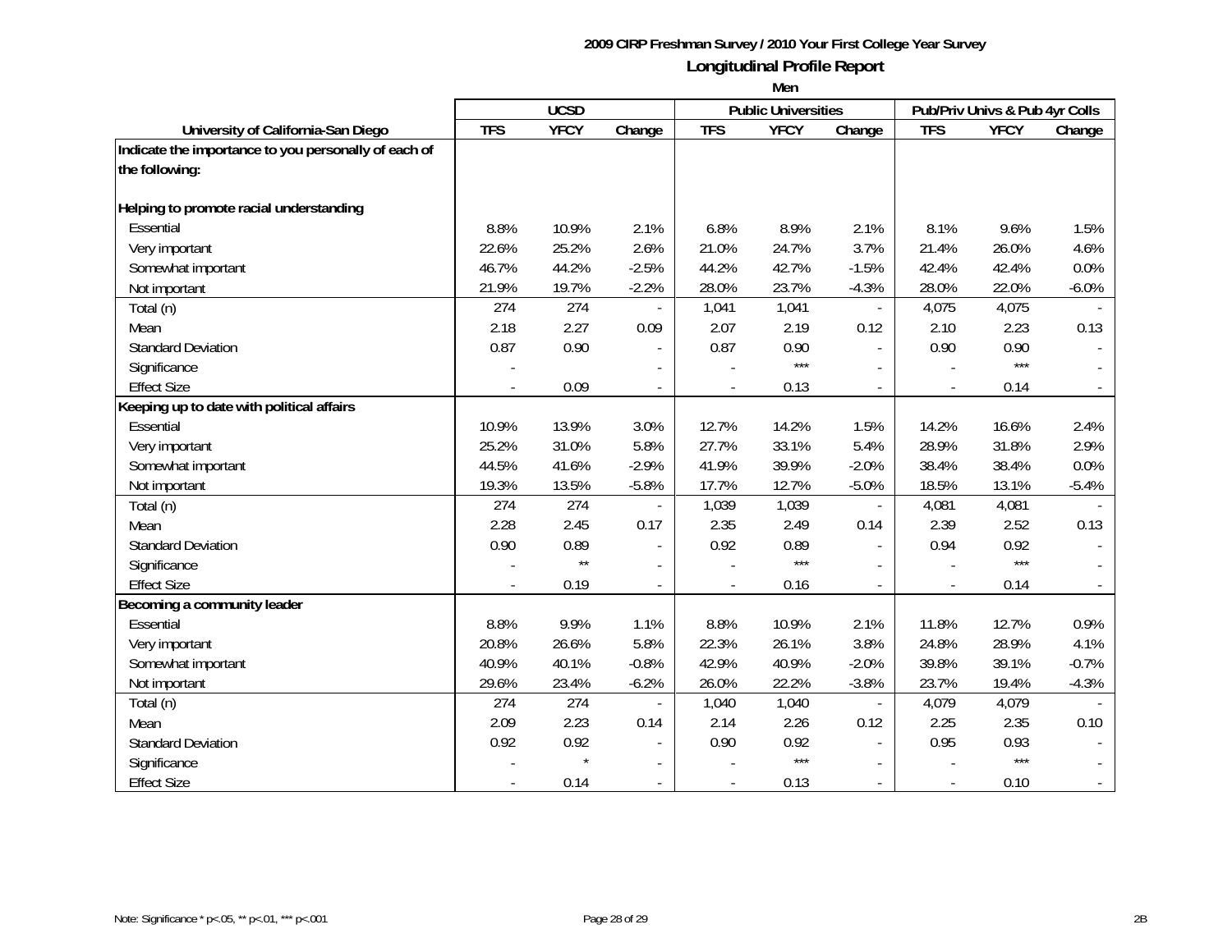# 2009 CIRP Freshman Survey / 2010 Your First College Year Survey

## Longitudinal Profile Report

### Men

| | UCSD | | | Public Universities | | | Pub/Priv Univs & Pub 4yr Colls | | |
|---|---|---|---|---|---|---|---|---|---|
| **University of California-San Diego** | **TFS** | **YFCY** | **Change** | **TFS** | **YFCY** | **Change** | **TFS** | **YFCY** | **Change** |
| **Indicate the importance to you personally of each of the following:** | | | | | | | | | |
| **Helping to promote racial understanding** | | | | | | | | | |
| Essential | 8.8% | 10.9% | 2.1% | 6.8% | 8.9% | 2.1% | 8.1% | 9.6% | 1.5% |
| Very important | 22.6% | 25.2% | 2.6% | 21.0% | 24.7% | 3.7% | 21.4% | 26.0% | 4.6% |
| Somewhat important | 46.7% | 44.2% | -2.5% | 44.2% | 42.7% | -1.5% | 42.4% | 42.4% | 0.0% |
| Not important | 21.9% | 19.7% | -2.2% | 28.0% | 23.7% | -4.3% | 28.0% | 22.0% | -6.0% |
| Total (n) | 274 | 274 | - | 1,041 | 1,041 | - | 4,075 | 4,075 | - |
| Mean | 2.18 | 2.27 | 0.09 | 2.07 | 2.19 | 0.12 | 2.10 | 2.23 | 0.13 |
| Standard Deviation | 0.87 | 0.90 | - | 0.87 | 0.90 | - | 0.90 | 0.90 | - |
| Significance | - | | - | - | *** | - | - | *** | - |
| Effect Size | - | 0.09 | - | - | 0.13 | - | - | 0.14 | - |
| **Keeping up to date with political affairs** | | | | | | | | | |
| Essential | 10.9% | 13.9% | 3.0% | 12.7% | 14.2% | 1.5% | 14.2% | 16.6% | 2.4% |
| Very important | 25.2% | 31.0% | 5.8% | 27.7% | 33.1% | 5.4% | 28.9% | 31.8% | 2.9% |
| Somewhat important | 44.5% | 41.6% | -2.9% | 41.9% | 39.9% | -2.0% | 38.4% | 38.4% | 0.0% |
| Not important | 19.3% | 13.5% | -5.8% | 17.7% | 12.7% | -5.0% | 18.5% | 13.1% | -5.4% |
| Total (n) | 274 | 274 | - | 1,039 | 1,039 | - | 4,081 | 4,081 | - |
| Mean | 2.28 | 2.45 | 0.17 | 2.35 | 2.49 | 0.14 | 2.39 | 2.52 | 0.13 |
| Standard Deviation | 0.90 | 0.89 | - | 0.92 | 0.89 | - | 0.94 | 0.92 | - |
| Significance | - | ** | - | - | *** | - | - | *** | - |
| Effect Size | - | 0.19 | - | - | 0.16 | - | - | 0.14 | - |
| **Becoming a community leader** | | | | | | | | | |
| Essential | 8.8% | 9.9% | 1.1% | 8.8% | 10.9% | 2.1% | 11.8% | 12.7% | 0.9% |
| Very important | 20.8% | 26.6% | 5.8% | 22.3% | 26.1% | 3.8% | 24.8% | 28.9% | 4.1% |
| Somewhat important | 40.9% | 40.1% | -0.8% | 42.9% | 40.9% | -2.0% | 39.8% | 39.1% | -0.7% |
| Not important | 29.6% | 23.4% | -6.2% | 26.0% | 22.2% | -3.8% | 23.7% | 19.4% | -4.3% |
| Total (n) | 274 | 274 | - | 1,040 | 1,040 | - | 4,079 | 4,079 | - |
| Mean | 2.09 | 2.23 | 0.14 | 2.14 | 2.26 | 0.12 | 2.25 | 2.35 | 0.10 |
| Standard Deviation | 0.92 | 0.92 | - | 0.90 | 0.92 | - | 0.95 | 0.93 | - |
| Significance | - | * | - | - | *** | - | - | *** | - |
| Effect Size | - | 0.14 | - | - | 0.13 | - | - | 0.10 | - |

Note: Significance * p<.05, ** p<.01, *** p<.001

2B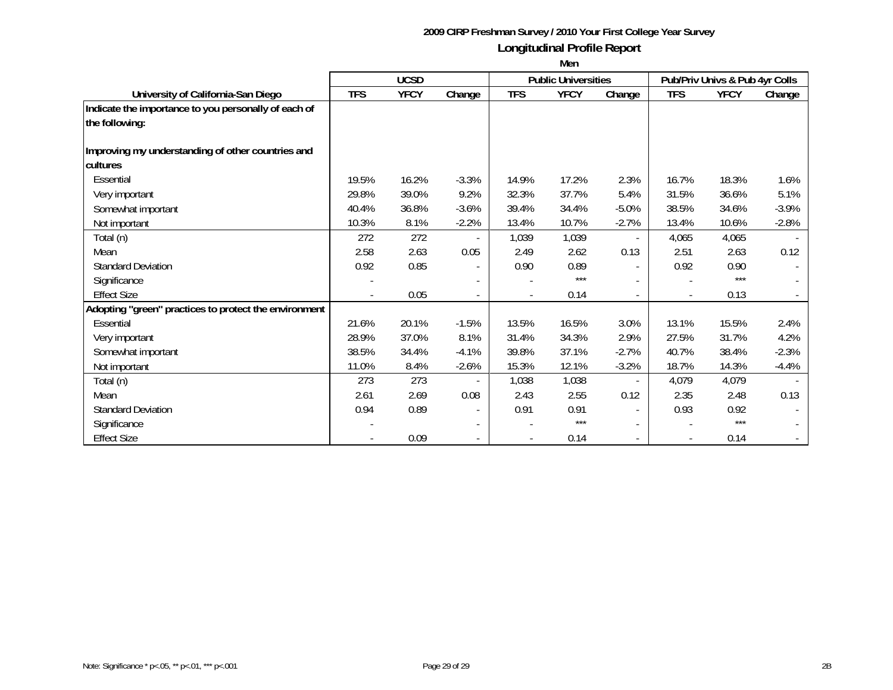**2009 CIRP Freshman Survey / 2010 Your First College Year Survey**

**Longitudinal Profile Report**

**Men**

| University of California-San Diego | UCSD | | | Public Universities | | | Pub/Priv Univs & Pub 4yr Colls | | |
|---|---|---|---|---|---|---|---|---|---|
| | TFS | YFCY | Change | TFS | YFCY | Change | TFS | YFCY | Change |
| **Indicate the importance to you personally of each of the following:** | | | | | | | | | |
| **Improving my understanding of other countries and cultures** | | | | | | | | | |
| Essential | 19.5% | 16.2% | -3.3% | 14.9% | 17.2% | 2.3% | 16.7% | 18.3% | 1.6% |
| Very important | 29.8% | 39.0% | 9.2% | 32.3% | 37.7% | 5.4% | 31.5% | 36.6% | 5.1% |
| Somewhat important | 40.4% | 36.8% | -3.6% | 39.4% | 34.4% | -5.0% | 38.5% | 34.6% | -3.9% |
| Not important | 10.3% | 8.1% | -2.2% | 13.4% | 10.7% | -2.7% | 13.4% | 10.6% | -2.8% |
| Total (n) | 272 | 272 | - | 1,039 | 1,039 | - | 4,065 | 4,065 | - |
| Mean | 2.58 | 2.63 | 0.05 | 2.49 | 2.62 | 0.13 | 2.51 | 2.63 | 0.12 |
| Standard Deviation | 0.92 | 0.85 | - | 0.90 | 0.89 | - | 0.92 | 0.90 | - |
| Significance | - | | - | - | *** | - | - | *** | - |
| Effect Size | - | 0.05 | - | - | 0.14 | - | - | 0.13 | - |
| **Adopting "green" practices to protect the environment** | | | | | | | | | |
| Essential | 21.6% | 20.1% | -1.5% | 13.5% | 16.5% | 3.0% | 13.1% | 15.5% | 2.4% |
| Very important | 28.9% | 37.0% | 8.1% | 31.4% | 34.3% | 2.9% | 27.5% | 31.7% | 4.2% |
| Somewhat important | 38.5% | 34.4% | -4.1% | 39.8% | 37.1% | -2.7% | 40.7% | 38.4% | -2.3% |
| Not important | 11.0% | 8.4% | -2.6% | 15.3% | 12.1% | -3.2% | 18.7% | 14.3% | -4.4% |
| Total (n) | 273 | 273 | - | 1,038 | 1,038 | - | 4,079 | 4,079 | - |
| Mean | 2.61 | 2.69 | 0.08 | 2.43 | 2.55 | 0.12 | 2.35 | 2.48 | 0.13 |
| Standard Deviation | 0.94 | 0.89 | - | 0.91 | 0.91 | - | 0.93 | 0.92 | - |
| Significance | - | | - | - | *** | - | - | *** | - |
| Effect Size | - | 0.09 | - | - | 0.14 | - | - | 0.14 | - |

Note: Significance * p<.05, ** p<.01, *** p<.001